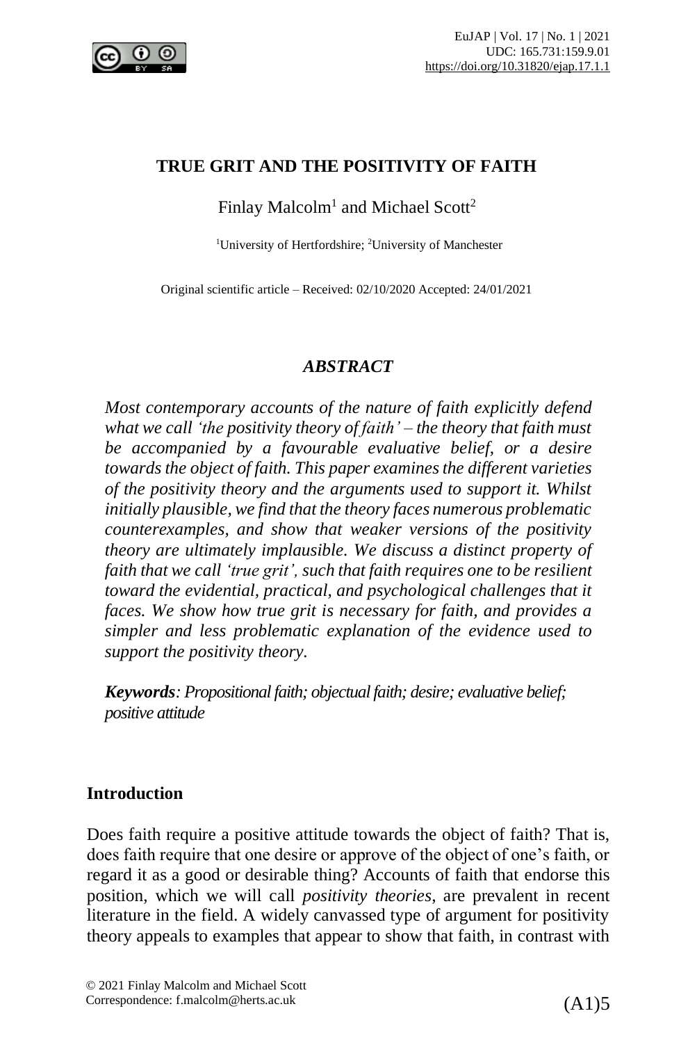# TRUE GRIT AND THE POSITIVITY OF FAITH

Finlay Malcolm[1] and Michael Scott[2]

[1]University of Hertfordshire; [2]University of Manchester

Original scientific article – Received: 02/10/2020 Accepted: 24/01/2021

## *ABSTRACT*

*Most contemporary accounts of the nature of faith explicitly defend what we call 'the positivity theory of faith' – the theory that faith must be accompanied by a favourable evaluative belief, or a desire towards the object of faith. This paper examines the different varieties of the positivity theory and the arguments used to support it. Whilst initially plausible, we find that the theory faces numerous problematic counterexamples, and show that weaker versions of the positivity theory are ultimately implausible. We discuss a distinct property of faith that we call 'true grit', such that faith requires one to be resilient toward the evidential, practical, and psychological challenges that it faces. We show how true grit is necessary for faith, and provides a simpler and less problematic explanation of the evidence used to support the positivity theory.*

***Keywords****: Propositional faith; objectual faith; desire; evaluative belief; positive attitude*

## Introduction

Does faith require a positive attitude towards the object of faith? That is, does faith require that one desire or approve of the object of one's faith, or regard it as a good or desirable thing? Accounts of faith that endorse this position, which we will call *positivity theories*, are prevalent in recent literature in the field. A widely canvassed type of argument for positivity theory appeals to examples that appear to show that faith, in contrast with

© 2021 Finlay Malcolm and Michael Scott
Correspondence: f.malcolm@herts.ac.uk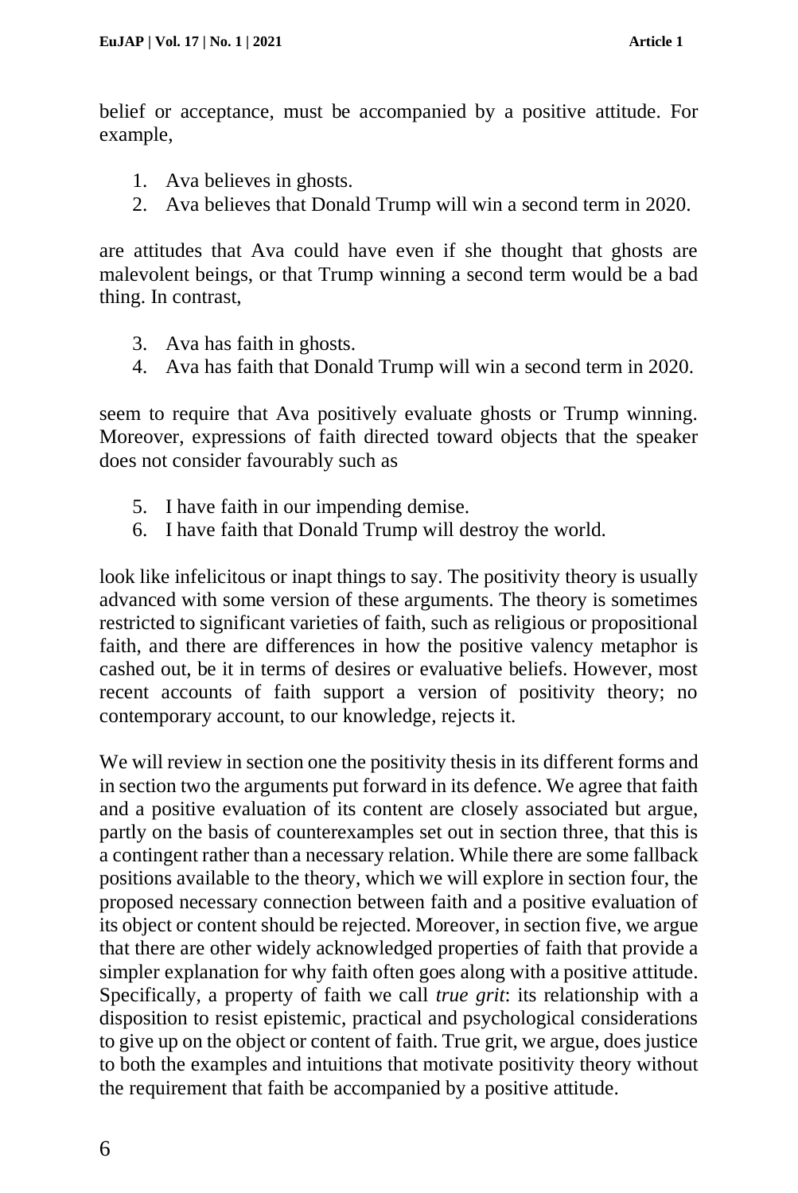belief or acceptance, must be accompanied by a positive attitude. For example,

1. Ava believes in ghosts.
2. Ava believes that Donald Trump will win a second term in 2020.

are attitudes that Ava could have even if she thought that ghosts are malevolent beings, or that Trump winning a second term would be a bad thing. In contrast,

3. Ava has faith in ghosts.
4. Ava has faith that Donald Trump will win a second term in 2020.

seem to require that Ava positively evaluate ghosts or Trump winning. Moreover, expressions of faith directed toward objects that the speaker does not consider favourably such as

5. I have faith in our impending demise.
6. I have faith that Donald Trump will destroy the world.

look like infelicitous or inapt things to say. The positivity theory is usually advanced with some version of these arguments. The theory is sometimes restricted to significant varieties of faith, such as religious or propositional faith, and there are differences in how the positive valency metaphor is cashed out, be it in terms of desires or evaluative beliefs. However, most recent accounts of faith support a version of positivity theory; no contemporary account, to our knowledge, rejects it.

We will review in section one the positivity thesis in its different forms and in section two the arguments put forward in its defence. We agree that faith and a positive evaluation of its content are closely associated but argue, partly on the basis of counterexamples set out in section three, that this is a contingent rather than a necessary relation. While there are some fallback positions available to the theory, which we will explore in section four, the proposed necessary connection between faith and a positive evaluation of its object or content should be rejected. Moreover, in section five, we argue that there are other widely acknowledged properties of faith that provide a simpler explanation for why faith often goes along with a positive attitude. Specifically, a property of faith we call *true grit*: its relationship with a disposition to resist epistemic, practical and psychological considerations to give up on the object or content of faith. True grit, we argue, does justice to both the examples and intuitions that motivate positivity theory without the requirement that faith be accompanied by a positive attitude.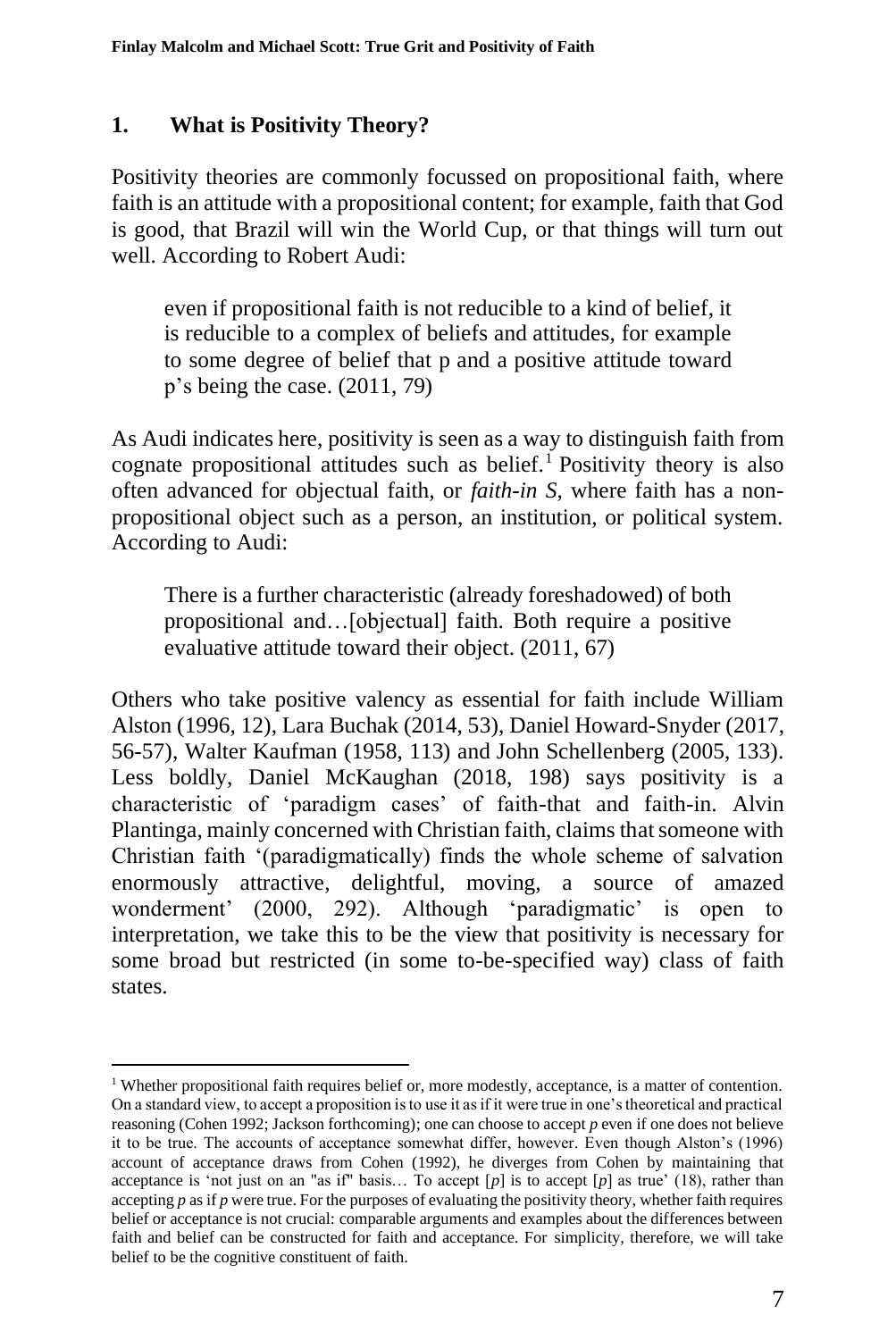## 1. What is Positivity Theory?

Positivity theories are commonly focussed on propositional faith, where faith is an attitude with a propositional content; for example, faith that God is good, that Brazil will win the World Cup, or that things will turn out well. According to Robert Audi:

> even if propositional faith is not reducible to a kind of belief, it is reducible to a complex of beliefs and attitudes, for example to some degree of belief that p and a positive attitude toward p's being the case. (2011, 79)

As Audi indicates here, positivity is seen as a way to distinguish faith from cognate propositional attitudes such as belief.[1] Positivity theory is also often advanced for objectual faith, or *faith-in S*, where faith has a non-propositional object such as a person, an institution, or political system. According to Audi:

> There is a further characteristic (already foreshadowed) of both propositional and…[objectual] faith. Both require a positive evaluative attitude toward their object. (2011, 67)

Others who take positive valency as essential for faith include William Alston (1996, 12), Lara Buchak (2014, 53), Daniel Howard-Snyder (2017, 56-57), Walter Kaufman (1958, 113) and John Schellenberg (2005, 133). Less boldly, Daniel McKaughan (2018, 198) says positivity is a characteristic of 'paradigm cases' of faith-that and faith-in. Alvin Plantinga, mainly concerned with Christian faith, claims that someone with Christian faith '(paradigmatically) finds the whole scheme of salvation enormously attractive, delightful, moving, a source of amazed wonderment' (2000, 292). Although 'paradigmatic' is open to interpretation, we take this to be the view that positivity is necessary for some broad but restricted (in some to-be-specified way) class of faith states.

---

[1] Whether propositional faith requires belief or, more modestly, acceptance, is a matter of contention. On a standard view, to accept a proposition is to use it as if it were true in one's theoretical and practical reasoning (Cohen 1992; Jackson forthcoming); one can choose to accept *p* even if one does not believe it to be true. The accounts of acceptance somewhat differ, however. Even though Alston's (1996) account of acceptance draws from Cohen (1992), he diverges from Cohen by maintaining that acceptance is 'not just on an "as if" basis… To accept [*p*] is to accept [*p*] as true' (18), rather than accepting *p* as if *p* were true. For the purposes of evaluating the positivity theory, whether faith requires belief or acceptance is not crucial: comparable arguments and examples about the differences between faith and belief can be constructed for faith and acceptance. For simplicity, therefore, we will take belief to be the cognitive constituent of faith.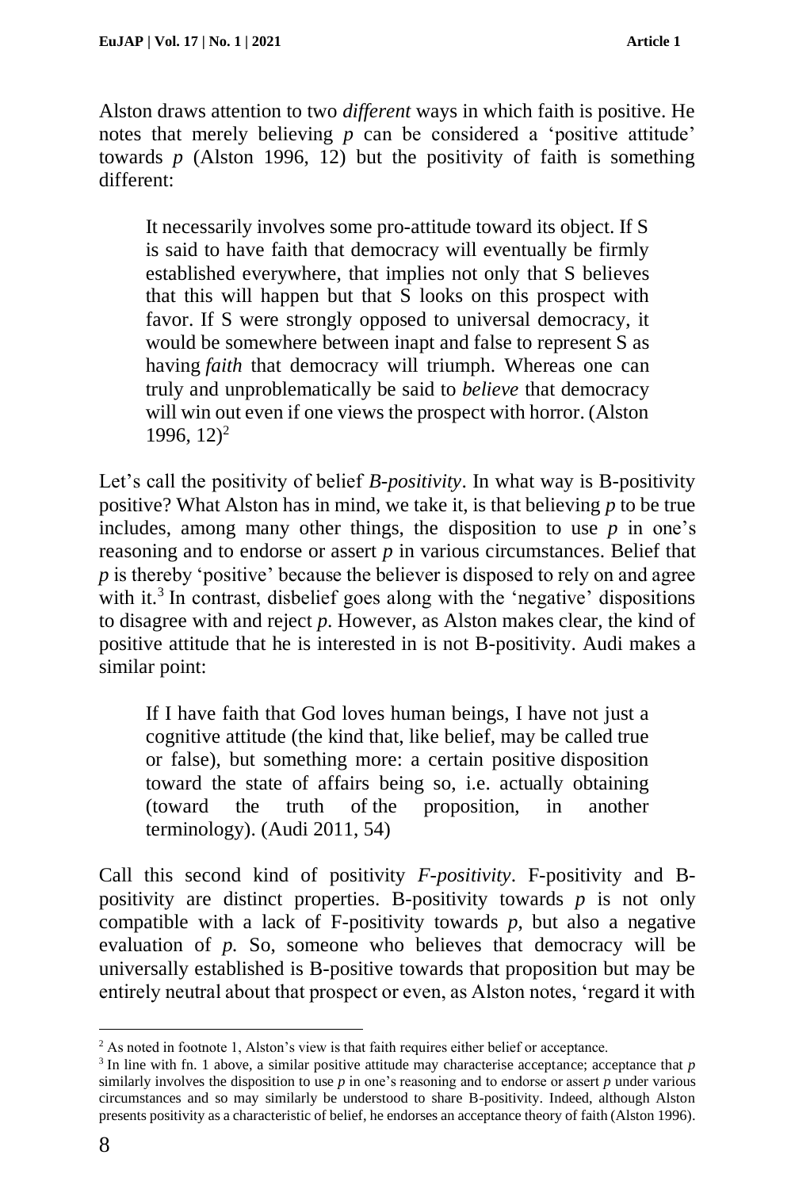Alston draws attention to two *different* ways in which faith is positive. He notes that merely believing *p* can be considered a 'positive attitude' towards *p* (Alston 1996, 12) but the positivity of faith is something different:

> It necessarily involves some pro-attitude toward its object. If S is said to have faith that democracy will eventually be firmly established everywhere, that implies not only that S believes that this will happen but that S looks on this prospect with favor. If S were strongly opposed to universal democracy, it would be somewhere between inapt and false to represent S as having *faith* that democracy will triumph. Whereas one can truly and unproblematically be said to *believe* that democracy will win out even if one views the prospect with horror. (Alston 1996, 12)[2]

Let's call the positivity of belief *B-positivity*. In what way is B-positivity positive? What Alston has in mind, we take it, is that believing *p* to be true includes, among many other things, the disposition to use *p* in one's reasoning and to endorse or assert *p* in various circumstances. Belief that *p* is thereby 'positive' because the believer is disposed to rely on and agree with it.[3] In contrast, disbelief goes along with the 'negative' dispositions to disagree with and reject *p*. However, as Alston makes clear, the kind of positive attitude that he is interested in is not B-positivity. Audi makes a similar point:

> If I have faith that God loves human beings, I have not just a cognitive attitude (the kind that, like belief, may be called true or false), but something more: a certain positive disposition toward the state of affairs being so, i.e. actually obtaining (toward the truth of the proposition, in another terminology). (Audi 2011, 54)

Call this second kind of positivity *F-positivity*. F-positivity and B-positivity are distinct properties. B-positivity towards *p* is not only compatible with a lack of F-positivity towards *p*, but also a negative evaluation of *p*. So, someone who believes that democracy will be universally established is B-positive towards that proposition but may be entirely neutral about that prospect or even, as Alston notes, 'regard it with

---

[2] As noted in footnote 1, Alston's view is that faith requires either belief or acceptance.

[3] In line with fn. 1 above, a similar positive attitude may characterise acceptance; acceptance that *p* similarly involves the disposition to use *p* in one's reasoning and to endorse or assert *p* under various circumstances and so may similarly be understood to share B-positivity. Indeed, although Alston presents positivity as a characteristic of belief, he endorses an acceptance theory of faith (Alston 1996).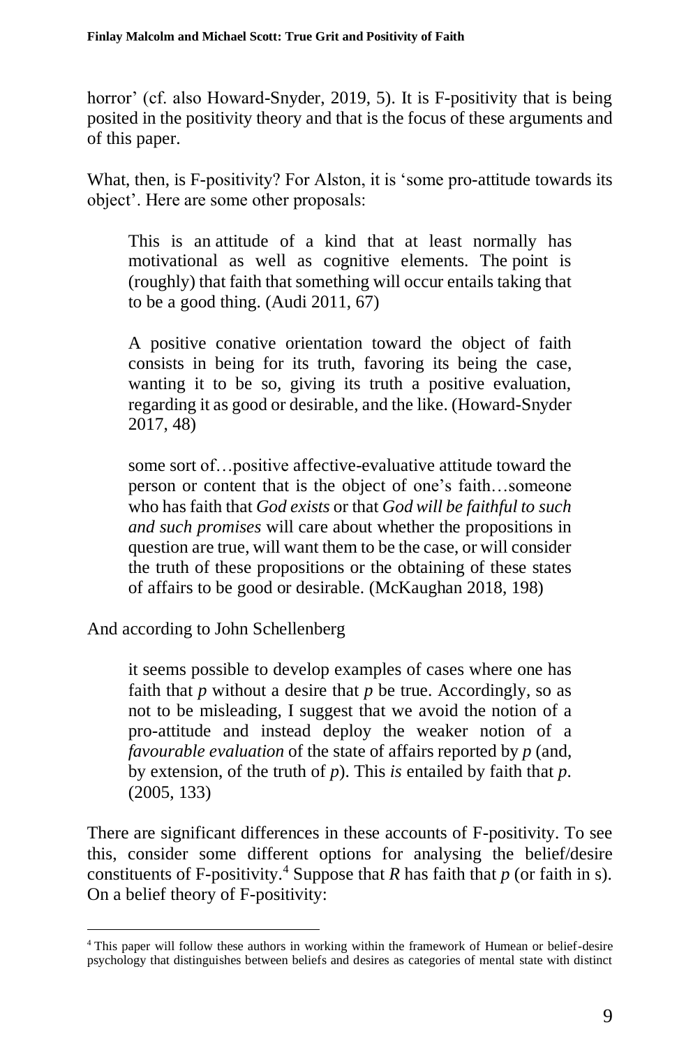horror' (cf. also Howard-Snyder, 2019, 5). It is F-positivity that is being posited in the positivity theory and that is the focus of these arguments and of this paper.

What, then, is F-positivity? For Alston, it is 'some pro-attitude towards its object'. Here are some other proposals:

> This is an attitude of a kind that at least normally has motivational as well as cognitive elements. The point is (roughly) that faith that something will occur entails taking that to be a good thing. (Audi 2011, 67)

> A positive conative orientation toward the object of faith consists in being for its truth, favoring its being the case, wanting it to be so, giving its truth a positive evaluation, regarding it as good or desirable, and the like. (Howard-Snyder 2017, 48)

> some sort of…positive affective-evaluative attitude toward the person or content that is the object of one's faith…someone who has faith that *God exists* or that *God will be faithful to such and such promises* will care about whether the propositions in question are true, will want them to be the case, or will consider the truth of these propositions or the obtaining of these states of affairs to be good or desirable. (McKaughan 2018, 198)

And according to John Schellenberg

> it seems possible to develop examples of cases where one has faith that *p* without a desire that *p* be true. Accordingly, so as not to be misleading, I suggest that we avoid the notion of a pro-attitude and instead deploy the weaker notion of a *favourable evaluation* of the state of affairs reported by *p* (and, by extension, of the truth of *p*). This *is* entailed by faith that *p*. (2005, 133)

There are significant differences in these accounts of F-positivity. To see this, consider some different options for analysing the belief/desire constituents of F-positivity.[4] Suppose that *R* has faith that *p* (or faith in s). On a belief theory of F-positivity:

[4] This paper will follow these authors in working within the framework of Humean or belief-desire psychology that distinguishes between beliefs and desires as categories of mental state with distinct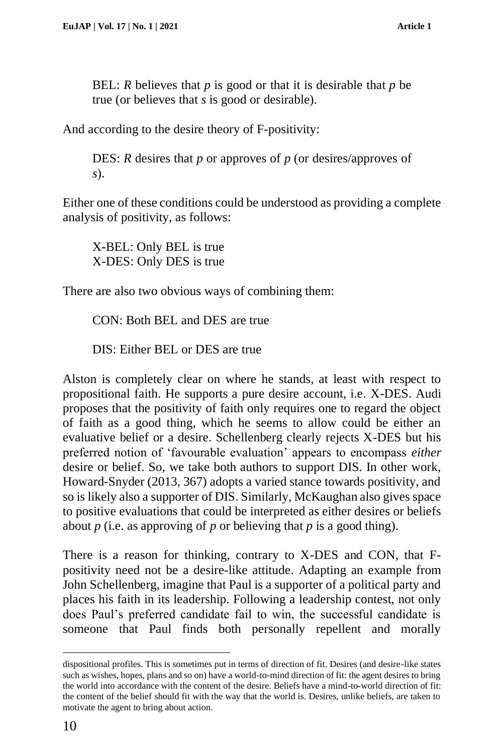BEL: *R* believes that *p* is good or that it is desirable that *p* be true (or believes that *s* is good or desirable).

And according to the desire theory of F-positivity:

DES: *R* desires that *p* or approves of *p* (or desires/approves of *s*).

Either one of these conditions could be understood as providing a complete analysis of positivity, as follows:

X-BEL: Only BEL is true
X-DES: Only DES is true

There are also two obvious ways of combining them:

CON: Both BEL and DES are true

DIS: Either BEL or DES are true

Alston is completely clear on where he stands, at least with respect to propositional faith. He supports a pure desire account, i.e. X-DES. Audi proposes that the positivity of faith only requires one to regard the object of faith as a good thing, which he seems to allow could be either an evaluative belief or a desire. Schellenberg clearly rejects X-DES but his preferred notion of 'favourable evaluation' appears to encompass *either* desire or belief. So, we take both authors to support DIS. In other work, Howard-Snyder (2013, 367) adopts a varied stance towards positivity, and so is likely also a supporter of DIS. Similarly, McKaughan also gives space to positive evaluations that could be interpreted as either desires or beliefs about *p* (i.e. as approving of *p* or believing that *p* is a good thing).

There is a reason for thinking, contrary to X-DES and CON, that F-positivity need not be a desire-like attitude. Adapting an example from John Schellenberg, imagine that Paul is a supporter of a political party and places his faith in its leadership. Following a leadership contest, not only does Paul's preferred candidate fail to win, the successful candidate is someone that Paul finds both personally repellent and morally

dispositional profiles. This is sometimes put in terms of direction of fit. Desires (and desire-like states such as wishes, hopes, plans and so on) have a world-to-mind direction of fit: the agent desires to bring the world into accordance with the content of the desire. Beliefs have a mind-to-world direction of fit: the content of the belief should fit with the way that the world is. Desires, unlike beliefs, are taken to motivate the agent to bring about action.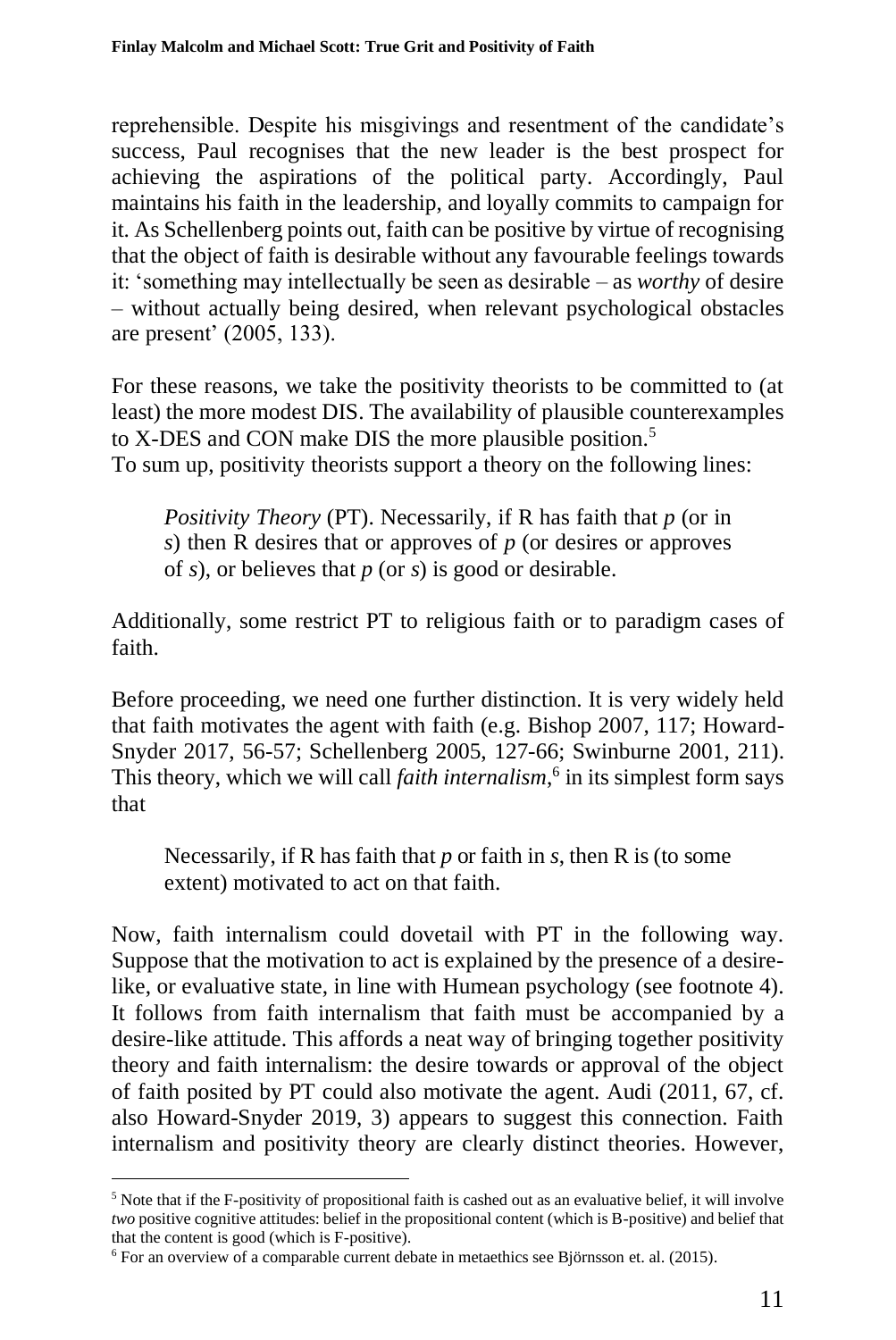reprehensible. Despite his misgivings and resentment of the candidate's success, Paul recognises that the new leader is the best prospect for achieving the aspirations of the political party. Accordingly, Paul maintains his faith in the leadership, and loyally commits to campaign for it. As Schellenberg points out, faith can be positive by virtue of recognising that the object of faith is desirable without any favourable feelings towards it: 'something may intellectually be seen as desirable – as *worthy* of desire – without actually being desired, when relevant psychological obstacles are present' (2005, 133).

For these reasons, we take the positivity theorists to be committed to (at least) the more modest DIS. The availability of plausible counterexamples to X-DES and CON make DIS the more plausible position.[5]
To sum up, positivity theorists support a theory on the following lines:

> *Positivity Theory* (PT). Necessarily, if R has faith that *p* (or in *s*) then R desires that or approves of *p* (or desires or approves of *s*), or believes that *p* (or *s*) is good or desirable.

Additionally, some restrict PT to religious faith or to paradigm cases of faith.

Before proceeding, we need one further distinction. It is very widely held that faith motivates the agent with faith (e.g. Bishop 2007, 117; Howard-Snyder 2017, 56-57; Schellenberg 2005, 127-66; Swinburne 2001, 211). This theory, which we will call *faith internalism*,[6] in its simplest form says that

> Necessarily, if R has faith that *p* or faith in *s*, then R is (to some extent) motivated to act on that faith.

Now, faith internalism could dovetail with PT in the following way. Suppose that the motivation to act is explained by the presence of a desire-like, or evaluative state, in line with Humean psychology (see footnote 4). It follows from faith internalism that faith must be accompanied by a desire-like attitude. This affords a neat way of bringing together positivity theory and faith internalism: the desire towards or approval of the object of faith posited by PT could also motivate the agent. Audi (2011, 67, cf. also Howard-Snyder 2019, 3) appears to suggest this connection. Faith internalism and positivity theory are clearly distinct theories. However,

---

[5] Note that if the F-positivity of propositional faith is cashed out as an evaluative belief, it will involve *two* positive cognitive attitudes: belief in the propositional content (which is B-positive) and belief that that the content is good (which is F-positive).

[6] For an overview of a comparable current debate in metaethics see Björnsson et. al. (2015).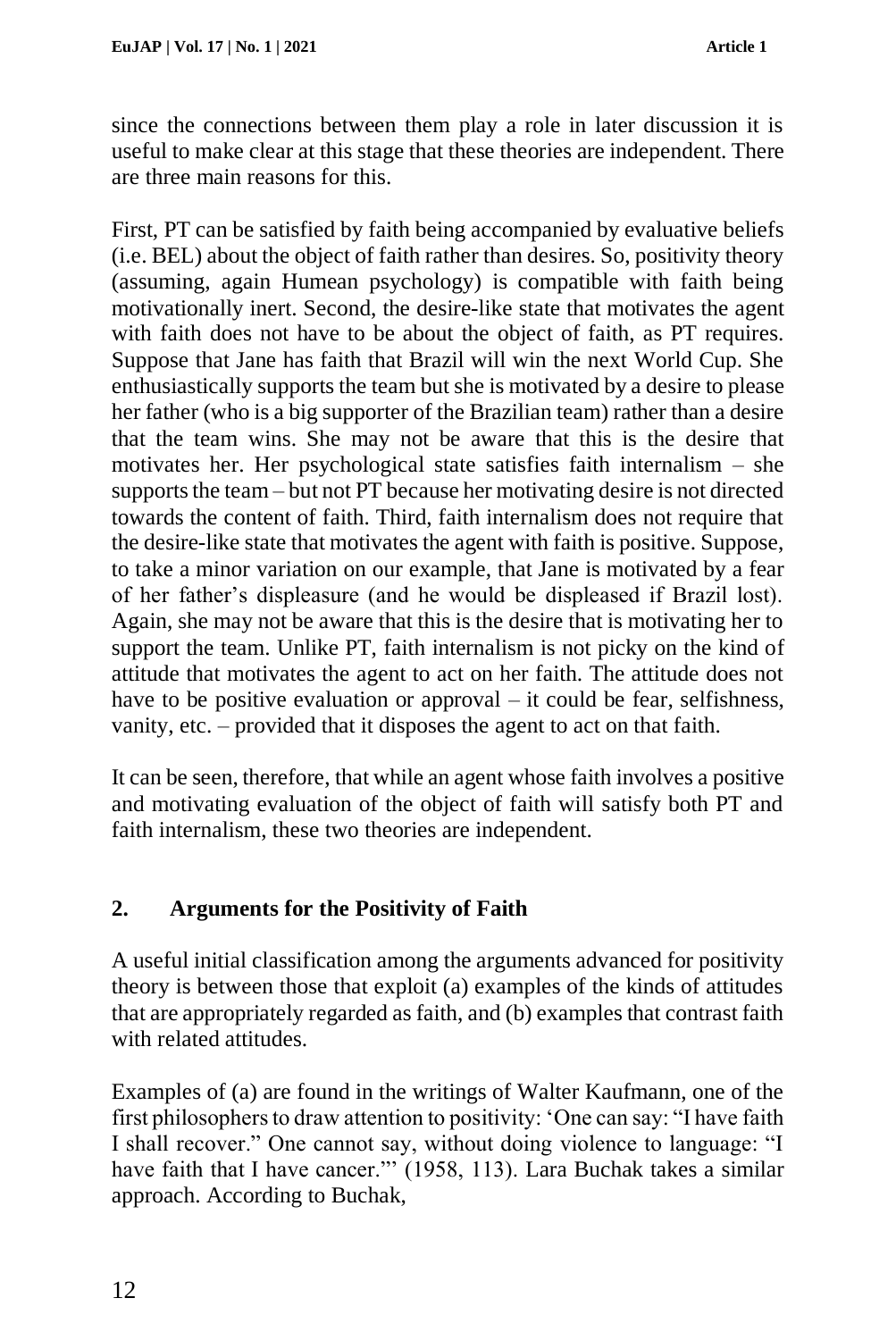since the connections between them play a role in later discussion it is useful to make clear at this stage that these theories are independent. There are three main reasons for this.

First, PT can be satisfied by faith being accompanied by evaluative beliefs (i.e. BEL) about the object of faith rather than desires. So, positivity theory (assuming, again Humean psychology) is compatible with faith being motivationally inert. Second, the desire-like state that motivates the agent with faith does not have to be about the object of faith, as PT requires. Suppose that Jane has faith that Brazil will win the next World Cup. She enthusiastically supports the team but she is motivated by a desire to please her father (who is a big supporter of the Brazilian team) rather than a desire that the team wins. She may not be aware that this is the desire that motivates her. Her psychological state satisfies faith internalism – she supports the team – but not PT because her motivating desire is not directed towards the content of faith. Third, faith internalism does not require that the desire-like state that motivates the agent with faith is positive. Suppose, to take a minor variation on our example, that Jane is motivated by a fear of her father's displeasure (and he would be displeased if Brazil lost). Again, she may not be aware that this is the desire that is motivating her to support the team. Unlike PT, faith internalism is not picky on the kind of attitude that motivates the agent to act on her faith. The attitude does not have to be positive evaluation or approval – it could be fear, selfishness, vanity, etc. – provided that it disposes the agent to act on that faith.

It can be seen, therefore, that while an agent whose faith involves a positive and motivating evaluation of the object of faith will satisfy both PT and faith internalism, these two theories are independent.

## 2. Arguments for the Positivity of Faith

A useful initial classification among the arguments advanced for positivity theory is between those that exploit (a) examples of the kinds of attitudes that are appropriately regarded as faith, and (b) examples that contrast faith with related attitudes.

Examples of (a) are found in the writings of Walter Kaufmann, one of the first philosophers to draw attention to positivity: 'One can say: "I have faith I shall recover." One cannot say, without doing violence to language: "I have faith that I have cancer."' (1958, 113). Lara Buchak takes a similar approach. According to Buchak,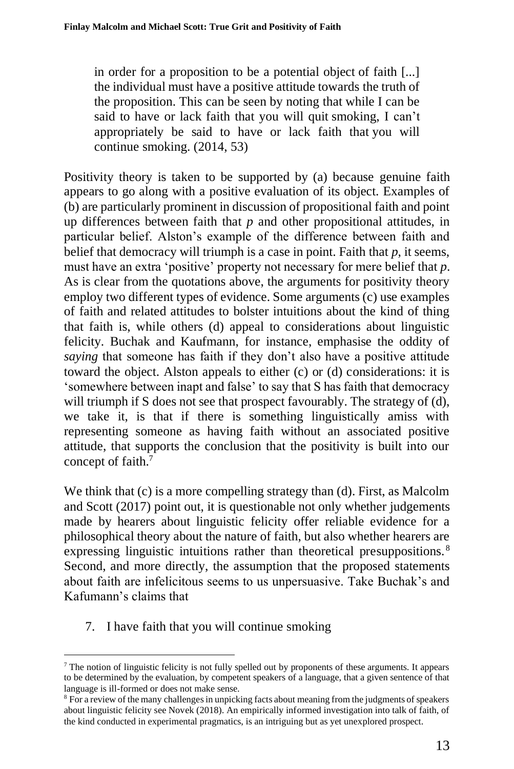> in order for a proposition to be a potential object of faith [...] the individual must have a positive attitude towards the truth of the proposition. This can be seen by noting that while I can be said to have or lack faith that you will quit smoking, I can't appropriately be said to have or lack faith that you will continue smoking. (2014, 53)

Positivity theory is taken to be supported by (a) because genuine faith appears to go along with a positive evaluation of its object. Examples of (b) are particularly prominent in discussion of propositional faith and point up differences between faith that *p* and other propositional attitudes, in particular belief. Alston's example of the difference between faith and belief that democracy will triumph is a case in point. Faith that *p*, it seems, must have an extra 'positive' property not necessary for mere belief that *p*. As is clear from the quotations above, the arguments for positivity theory employ two different types of evidence. Some arguments (c) use examples of faith and related attitudes to bolster intuitions about the kind of thing that faith is, while others (d) appeal to considerations about linguistic felicity. Buchak and Kaufmann, for instance, emphasise the oddity of *saying* that someone has faith if they don't also have a positive attitude toward the object. Alston appeals to either (c) or (d) considerations: it is 'somewhere between inapt and false' to say that S has faith that democracy will triumph if S does not see that prospect favourably. The strategy of (d), we take it, is that if there is something linguistically amiss with representing someone as having faith without an associated positive attitude, that supports the conclusion that the positivity is built into our concept of faith.[7]

We think that (c) is a more compelling strategy than (d). First, as Malcolm and Scott (2017) point out, it is questionable not only whether judgements made by hearers about linguistic felicity offer reliable evidence for a philosophical theory about the nature of faith, but also whether hearers are expressing linguistic intuitions rather than theoretical presuppositions.[8] Second, and more directly, the assumption that the proposed statements about faith are infelicitous seems to us unpersuasive. Take Buchak's and Kafumann's claims that

7. I have faith that you will continue smoking

---

[7] The notion of linguistic felicity is not fully spelled out by proponents of these arguments. It appears to be determined by the evaluation, by competent speakers of a language, that a given sentence of that language is ill-formed or does not make sense.

[8] For a review of the many challenges in unpicking facts about meaning from the judgments of speakers about linguistic felicity see Novek (2018). An empirically informed investigation into talk of faith, of the kind conducted in experimental pragmatics, is an intriguing but as yet unexplored prospect.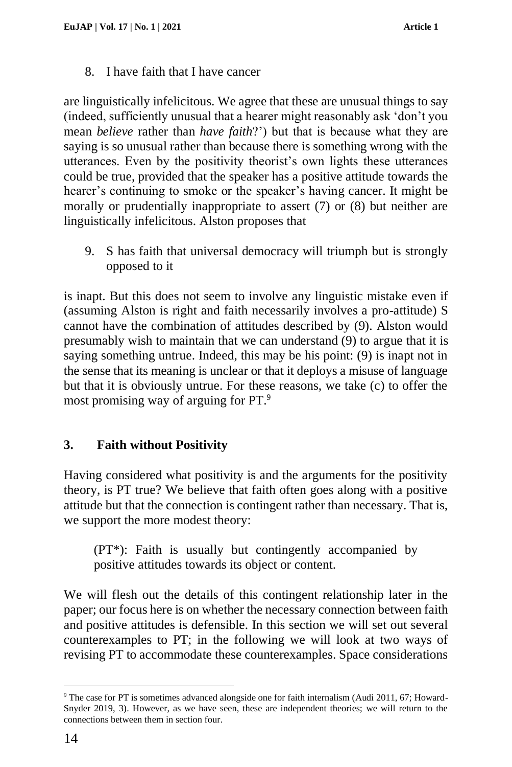8. I have faith that I have cancer

are linguistically infelicitous. We agree that these are unusual things to say (indeed, sufficiently unusual that a hearer might reasonably ask 'don't you mean *believe* rather than *have faith*?') but that is because what they are saying is so unusual rather than because there is something wrong with the utterances. Even by the positivity theorist's own lights these utterances could be true, provided that the speaker has a positive attitude towards the hearer's continuing to smoke or the speaker's having cancer. It might be morally or prudentially inappropriate to assert (7) or (8) but neither are linguistically infelicitous. Alston proposes that

9. S has faith that universal democracy will triumph but is strongly opposed to it

is inapt. But this does not seem to involve any linguistic mistake even if (assuming Alston is right and faith necessarily involves a pro-attitude) S cannot have the combination of attitudes described by (9). Alston would presumably wish to maintain that we can understand (9) to argue that it is saying something untrue. Indeed, this may be his point: (9) is inapt not in the sense that its meaning is unclear or that it deploys a misuse of language but that it is obviously untrue. For these reasons, we take (c) to offer the most promising way of arguing for PT.[9]

## 3. Faith without Positivity

Having considered what positivity is and the arguments for the positivity theory, is PT true? We believe that faith often goes along with a positive attitude but that the connection is contingent rather than necessary. That is, we support the more modest theory:

> (PT*): Faith is usually but contingently accompanied by positive attitudes towards its object or content.

We will flesh out the details of this contingent relationship later in the paper; our focus here is on whether the necessary connection between faith and positive attitudes is defensible. In this section we will set out several counterexamples to PT; in the following we will look at two ways of revising PT to accommodate these counterexamples. Space considerations

[9] The case for PT is sometimes advanced alongside one for faith internalism (Audi 2011, 67; Howard-Snyder 2019, 3). However, as we have seen, these are independent theories; we will return to the connections between them in section four.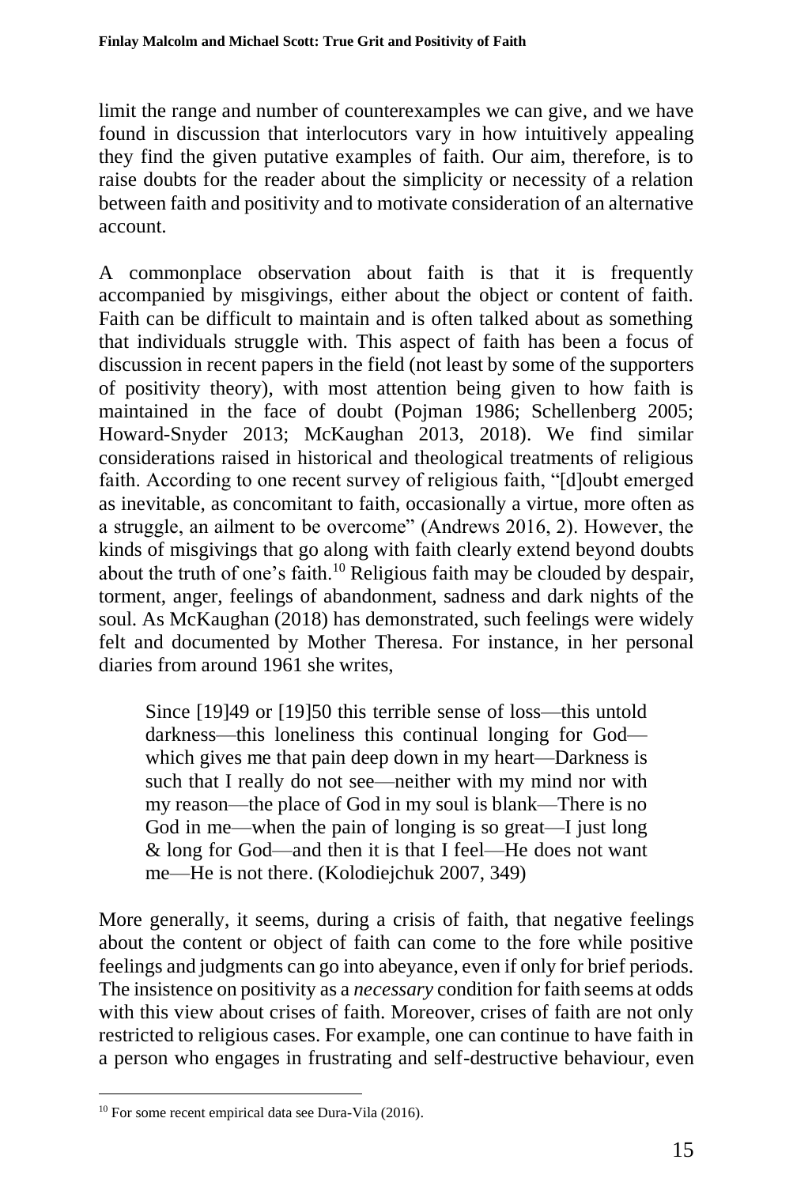limit the range and number of counterexamples we can give, and we have found in discussion that interlocutors vary in how intuitively appealing they find the given putative examples of faith. Our aim, therefore, is to raise doubts for the reader about the simplicity or necessity of a relation between faith and positivity and to motivate consideration of an alternative account.

A commonplace observation about faith is that it is frequently accompanied by misgivings, either about the object or content of faith. Faith can be difficult to maintain and is often talked about as something that individuals struggle with. This aspect of faith has been a focus of discussion in recent papers in the field (not least by some of the supporters of positivity theory), with most attention being given to how faith is maintained in the face of doubt (Pojman 1986; Schellenberg 2005; Howard-Snyder 2013; McKaughan 2013, 2018). We find similar considerations raised in historical and theological treatments of religious faith. According to one recent survey of religious faith, "[d]oubt emerged as inevitable, as concomitant to faith, occasionally a virtue, more often as a struggle, an ailment to be overcome" (Andrews 2016, 2). However, the kinds of misgivings that go along with faith clearly extend beyond doubts about the truth of one's faith.[10] Religious faith may be clouded by despair, torment, anger, feelings of abandonment, sadness and dark nights of the soul. As McKaughan (2018) has demonstrated, such feelings were widely felt and documented by Mother Theresa. For instance, in her personal diaries from around 1961 she writes,

> Since [19]49 or [19]50 this terrible sense of loss—this untold darkness—this loneliness this continual longing for God—which gives me that pain deep down in my heart—Darkness is such that I really do not see—neither with my mind nor with my reason—the place of God in my soul is blank—There is no God in me—when the pain of longing is so great—I just long & long for God—and then it is that I feel—He does not want me—He is not there. (Kolodiejchuk 2007, 349)

More generally, it seems, during a crisis of faith, that negative feelings about the content or object of faith can come to the fore while positive feelings and judgments can go into abeyance, even if only for brief periods. The insistence on positivity as a *necessary* condition for faith seems at odds with this view about crises of faith. Moreover, crises of faith are not only restricted to religious cases. For example, one can continue to have faith in a person who engages in frustrating and self-destructive behaviour, even

[10] For some recent empirical data see Dura-Vila (2016).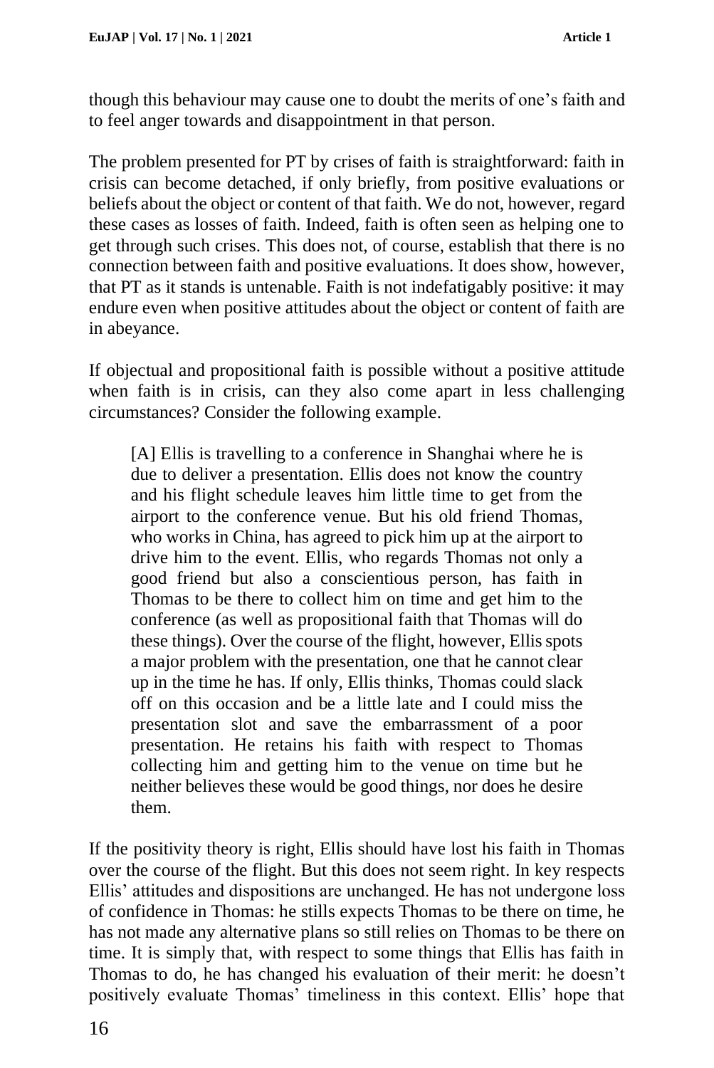though this behaviour may cause one to doubt the merits of one's faith and to feel anger towards and disappointment in that person.

The problem presented for PT by crises of faith is straightforward: faith in crisis can become detached, if only briefly, from positive evaluations or beliefs about the object or content of that faith. We do not, however, regard these cases as losses of faith. Indeed, faith is often seen as helping one to get through such crises. This does not, of course, establish that there is no connection between faith and positive evaluations. It does show, however, that PT as it stands is untenable. Faith is not indefatigably positive: it may endure even when positive attitudes about the object or content of faith are in abeyance.

If objectual and propositional faith is possible without a positive attitude when faith is in crisis, can they also come apart in less challenging circumstances? Consider the following example.

> [A] Ellis is travelling to a conference in Shanghai where he is due to deliver a presentation. Ellis does not know the country and his flight schedule leaves him little time to get from the airport to the conference venue. But his old friend Thomas, who works in China, has agreed to pick him up at the airport to drive him to the event. Ellis, who regards Thomas not only a good friend but also a conscientious person, has faith in Thomas to be there to collect him on time and get him to the conference (as well as propositional faith that Thomas will do these things). Over the course of the flight, however, Ellis spots a major problem with the presentation, one that he cannot clear up in the time he has. If only, Ellis thinks, Thomas could slack off on this occasion and be a little late and I could miss the presentation slot and save the embarrassment of a poor presentation. He retains his faith with respect to Thomas collecting him and getting him to the venue on time but he neither believes these would be good things, nor does he desire them.

If the positivity theory is right, Ellis should have lost his faith in Thomas over the course of the flight. But this does not seem right. In key respects Ellis' attitudes and dispositions are unchanged. He has not undergone loss of confidence in Thomas: he stills expects Thomas to be there on time, he has not made any alternative plans so still relies on Thomas to be there on time. It is simply that, with respect to some things that Ellis has faith in Thomas to do, he has changed his evaluation of their merit: he doesn't positively evaluate Thomas' timeliness in this context. Ellis' hope that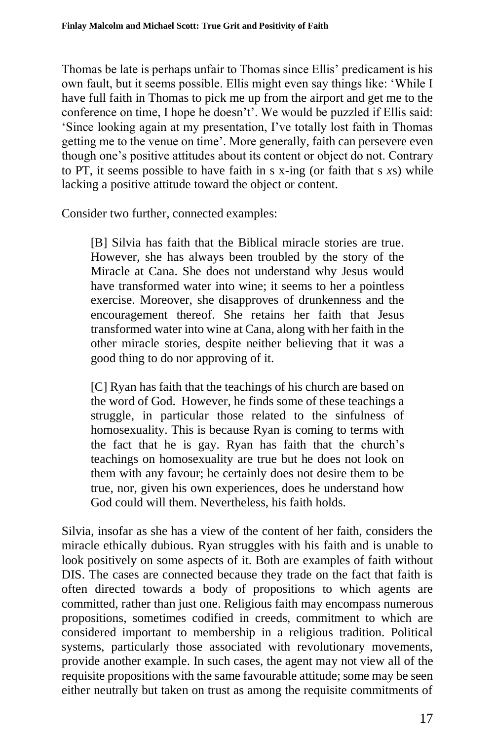Thomas be late is perhaps unfair to Thomas since Ellis' predicament is his own fault, but it seems possible. Ellis might even say things like: 'While I have full faith in Thomas to pick me up from the airport and get me to the conference on time, I hope he doesn't'. We would be puzzled if Ellis said: 'Since looking again at my presentation, I've totally lost faith in Thomas getting me to the venue on time'. More generally, faith can persevere even though one's positive attitudes about its content or object do not. Contrary to PT, it seems possible to have faith in s x-ing (or faith that s *x*s) while lacking a positive attitude toward the object or content.

Consider two further, connected examples:

> [B] Silvia has faith that the Biblical miracle stories are true. However, she has always been troubled by the story of the Miracle at Cana. She does not understand why Jesus would have transformed water into wine; it seems to her a pointless exercise. Moreover, she disapproves of drunkenness and the encouragement thereof. She retains her faith that Jesus transformed water into wine at Cana, along with her faith in the other miracle stories, despite neither believing that it was a good thing to do nor approving of it.
>
> [C] Ryan has faith that the teachings of his church are based on the word of God. However, he finds some of these teachings a struggle, in particular those related to the sinfulness of homosexuality. This is because Ryan is coming to terms with the fact that he is gay. Ryan has faith that the church's teachings on homosexuality are true but he does not look on them with any favour; he certainly does not desire them to be true, nor, given his own experiences, does he understand how God could will them. Nevertheless, his faith holds.

Silvia, insofar as she has a view of the content of her faith, considers the miracle ethically dubious. Ryan struggles with his faith and is unable to look positively on some aspects of it. Both are examples of faith without DIS. The cases are connected because they trade on the fact that faith is often directed towards a body of propositions to which agents are committed, rather than just one. Religious faith may encompass numerous propositions, sometimes codified in creeds, commitment to which are considered important to membership in a religious tradition. Political systems, particularly those associated with revolutionary movements, provide another example. In such cases, the agent may not view all of the requisite propositions with the same favourable attitude; some may be seen either neutrally but taken on trust as among the requisite commitments of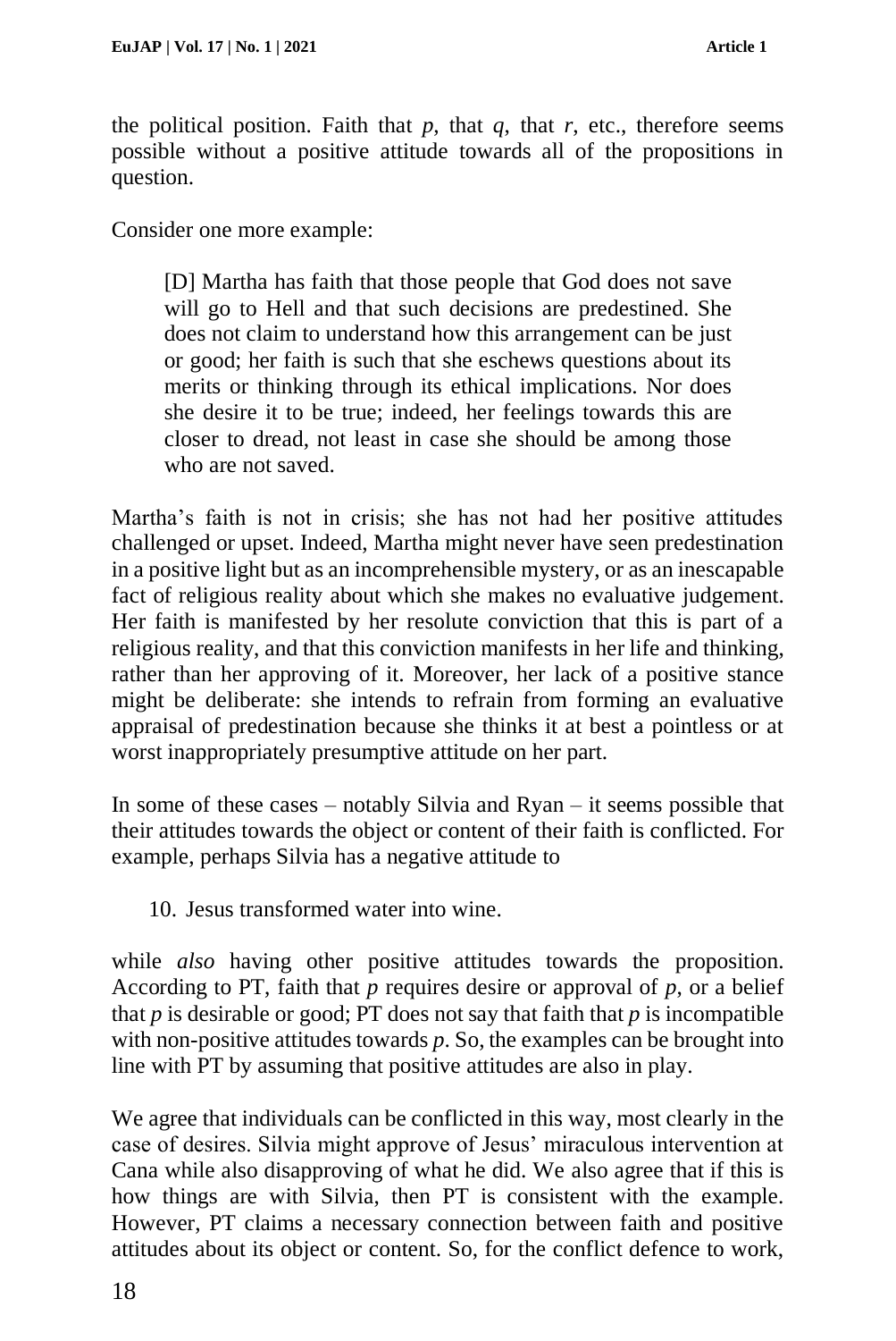the political position. Faith that *p*, that *q*, that *r*, etc., therefore seems possible without a positive attitude towards all of the propositions in question.

Consider one more example:

> [D] Martha has faith that those people that God does not save will go to Hell and that such decisions are predestined. She does not claim to understand how this arrangement can be just or good; her faith is such that she eschews questions about its merits or thinking through its ethical implications. Nor does she desire it to be true; indeed, her feelings towards this are closer to dread, not least in case she should be among those who are not saved.

Martha's faith is not in crisis; she has not had her positive attitudes challenged or upset. Indeed, Martha might never have seen predestination in a positive light but as an incomprehensible mystery, or as an inescapable fact of religious reality about which she makes no evaluative judgement. Her faith is manifested by her resolute conviction that this is part of a religious reality, and that this conviction manifests in her life and thinking, rather than her approving of it. Moreover, her lack of a positive stance might be deliberate: she intends to refrain from forming an evaluative appraisal of predestination because she thinks it at best a pointless or at worst inappropriately presumptive attitude on her part.

In some of these cases – notably Silvia and Ryan – it seems possible that their attitudes towards the object or content of their faith is conflicted. For example, perhaps Silvia has a negative attitude to

10. Jesus transformed water into wine.

while *also* having other positive attitudes towards the proposition. According to PT, faith that *p* requires desire or approval of *p*, or a belief that *p* is desirable or good; PT does not say that faith that *p* is incompatible with non-positive attitudes towards *p*. So, the examples can be brought into line with PT by assuming that positive attitudes are also in play.

We agree that individuals can be conflicted in this way, most clearly in the case of desires. Silvia might approve of Jesus' miraculous intervention at Cana while also disapproving of what he did. We also agree that if this is how things are with Silvia, then PT is consistent with the example. However, PT claims a necessary connection between faith and positive attitudes about its object or content. So, for the conflict defence to work,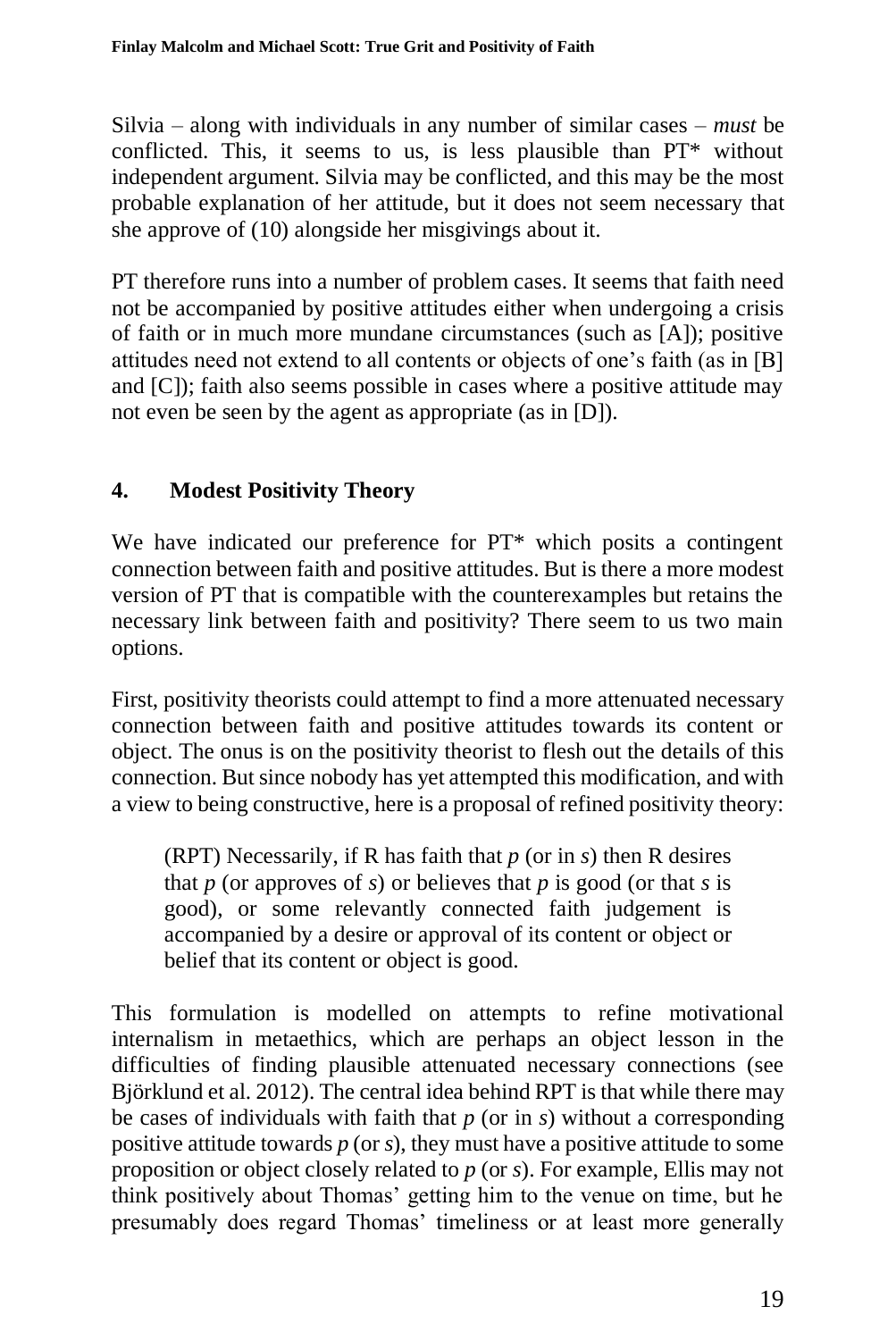Silvia – along with individuals in any number of similar cases – *must* be conflicted. This, it seems to us, is less plausible than PT* without independent argument. Silvia may be conflicted, and this may be the most probable explanation of her attitude, but it does not seem necessary that she approve of (10) alongside her misgivings about it.

PT therefore runs into a number of problem cases. It seems that faith need not be accompanied by positive attitudes either when undergoing a crisis of faith or in much more mundane circumstances (such as [A]); positive attitudes need not extend to all contents or objects of one's faith (as in [B] and [C]); faith also seems possible in cases where a positive attitude may not even be seen by the agent as appropriate (as in [D]).

## 4. Modest Positivity Theory

We have indicated our preference for PT* which posits a contingent connection between faith and positive attitudes. But is there a more modest version of PT that is compatible with the counterexamples but retains the necessary link between faith and positivity? There seem to us two main options.

First, positivity theorists could attempt to find a more attenuated necessary connection between faith and positive attitudes towards its content or object. The onus is on the positivity theorist to flesh out the details of this connection. But since nobody has yet attempted this modification, and with a view to being constructive, here is a proposal of refined positivity theory:

> (RPT) Necessarily, if R has faith that *p* (or in *s*) then R desires that *p* (or approves of *s*) or believes that *p* is good (or that *s* is good), or some relevantly connected faith judgement is accompanied by a desire or approval of its content or object or belief that its content or object is good.

This formulation is modelled on attempts to refine motivational internalism in metaethics, which are perhaps an object lesson in the difficulties of finding plausible attenuated necessary connections (see Björklund et al. 2012). The central idea behind RPT is that while there may be cases of individuals with faith that *p* (or in *s*) without a corresponding positive attitude towards *p* (or *s*), they must have a positive attitude to some proposition or object closely related to *p* (or *s*). For example, Ellis may not think positively about Thomas' getting him to the venue on time, but he presumably does regard Thomas' timeliness or at least more generally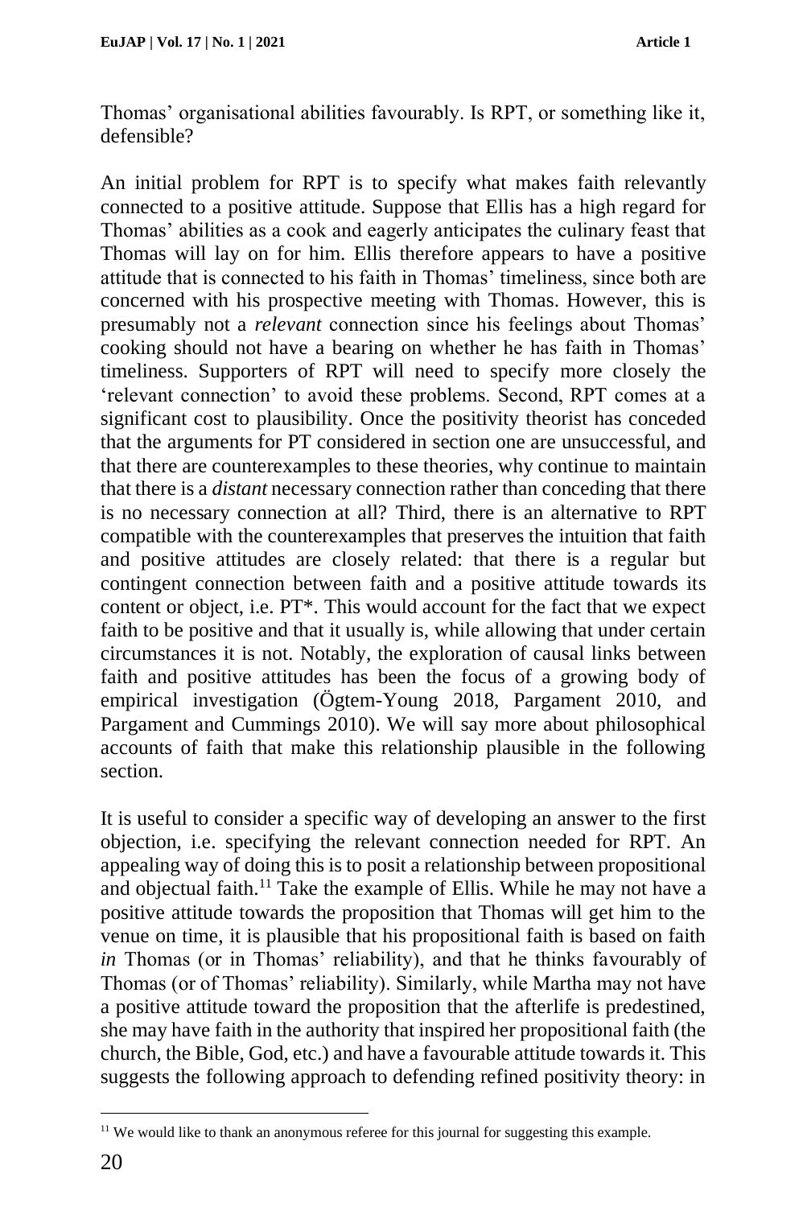Thomas' organisational abilities favourably. Is RPT, or something like it, defensible?

An initial problem for RPT is to specify what makes faith relevantly connected to a positive attitude. Suppose that Ellis has a high regard for Thomas' abilities as a cook and eagerly anticipates the culinary feast that Thomas will lay on for him. Ellis therefore appears to have a positive attitude that is connected to his faith in Thomas' timeliness, since both are concerned with his prospective meeting with Thomas. However, this is presumably not a *relevant* connection since his feelings about Thomas' cooking should not have a bearing on whether he has faith in Thomas' timeliness. Supporters of RPT will need to specify more closely the 'relevant connection' to avoid these problems. Second, RPT comes at a significant cost to plausibility. Once the positivity theorist has conceded that the arguments for PT considered in section one are unsuccessful, and that there are counterexamples to these theories, why continue to maintain that there is a *distant* necessary connection rather than conceding that there is no necessary connection at all? Third, there is an alternative to RPT compatible with the counterexamples that preserves the intuition that faith and positive attitudes are closely related: that there is a regular but contingent connection between faith and a positive attitude towards its content or object, i.e. PT*. This would account for the fact that we expect faith to be positive and that it usually is, while allowing that under certain circumstances it is not. Notably, the exploration of causal links between faith and positive attitudes has been the focus of a growing body of empirical investigation (Ögtem-Young 2018, Pargament 2010, and Pargament and Cummings 2010). We will say more about philosophical accounts of faith that make this relationship plausible in the following section.

It is useful to consider a specific way of developing an answer to the first objection, i.e. specifying the relevant connection needed for RPT. An appealing way of doing this is to posit a relationship between propositional and objectual faith.[11] Take the example of Ellis. While he may not have a positive attitude towards the proposition that Thomas will get him to the venue on time, it is plausible that his propositional faith is based on faith *in* Thomas (or in Thomas' reliability), and that he thinks favourably of Thomas (or of Thomas' reliability). Similarly, while Martha may not have a positive attitude toward the proposition that the afterlife is predestined, she may have faith in the authority that inspired her propositional faith (the church, the Bible, God, etc.) and have a favourable attitude towards it. This suggests the following approach to defending refined positivity theory: in

[11] We would like to thank an anonymous referee for this journal for suggesting this example.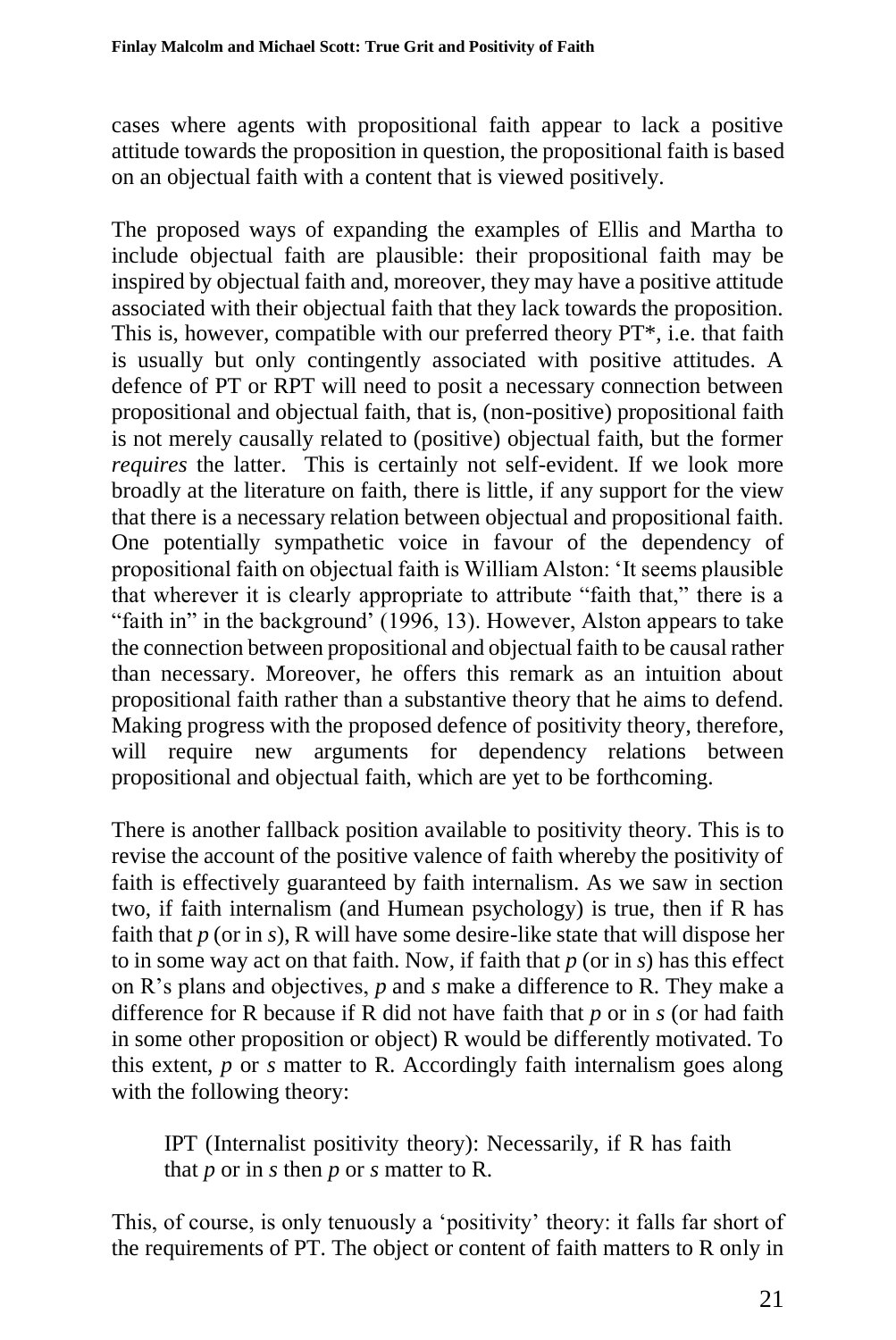cases where agents with propositional faith appear to lack a positive attitude towards the proposition in question, the propositional faith is based on an objectual faith with a content that is viewed positively.

The proposed ways of expanding the examples of Ellis and Martha to include objectual faith are plausible: their propositional faith may be inspired by objectual faith and, moreover, they may have a positive attitude associated with their objectual faith that they lack towards the proposition. This is, however, compatible with our preferred theory PT*, i.e. that faith is usually but only contingently associated with positive attitudes. A defence of PT or RPT will need to posit a necessary connection between propositional and objectual faith, that is, (non-positive) propositional faith is not merely causally related to (positive) objectual faith, but the former *requires* the latter. This is certainly not self-evident. If we look more broadly at the literature on faith, there is little, if any support for the view that there is a necessary relation between objectual and propositional faith. One potentially sympathetic voice in favour of the dependency of propositional faith on objectual faith is William Alston: 'It seems plausible that wherever it is clearly appropriate to attribute "faith that," there is a "faith in" in the background' (1996, 13). However, Alston appears to take the connection between propositional and objectual faith to be causal rather than necessary. Moreover, he offers this remark as an intuition about propositional faith rather than a substantive theory that he aims to defend. Making progress with the proposed defence of positivity theory, therefore, will require new arguments for dependency relations between propositional and objectual faith, which are yet to be forthcoming.

There is another fallback position available to positivity theory. This is to revise the account of the positive valence of faith whereby the positivity of faith is effectively guaranteed by faith internalism. As we saw in section two, if faith internalism (and Humean psychology) is true, then if R has faith that *p* (or in *s*), R will have some desire-like state that will dispose her to in some way act on that faith. Now, if faith that *p* (or in *s*) has this effect on R's plans and objectives, *p* and *s* make a difference to R. They make a difference for R because if R did not have faith that *p* or in *s* (or had faith in some other proposition or object) R would be differently motivated. To this extent, *p* or *s* matter to R. Accordingly faith internalism goes along with the following theory:

> IPT (Internalist positivity theory): Necessarily, if R has faith that *p* or in *s* then *p* or *s* matter to R.

This, of course, is only tenuously a 'positivity' theory: it falls far short of the requirements of PT. The object or content of faith matters to R only in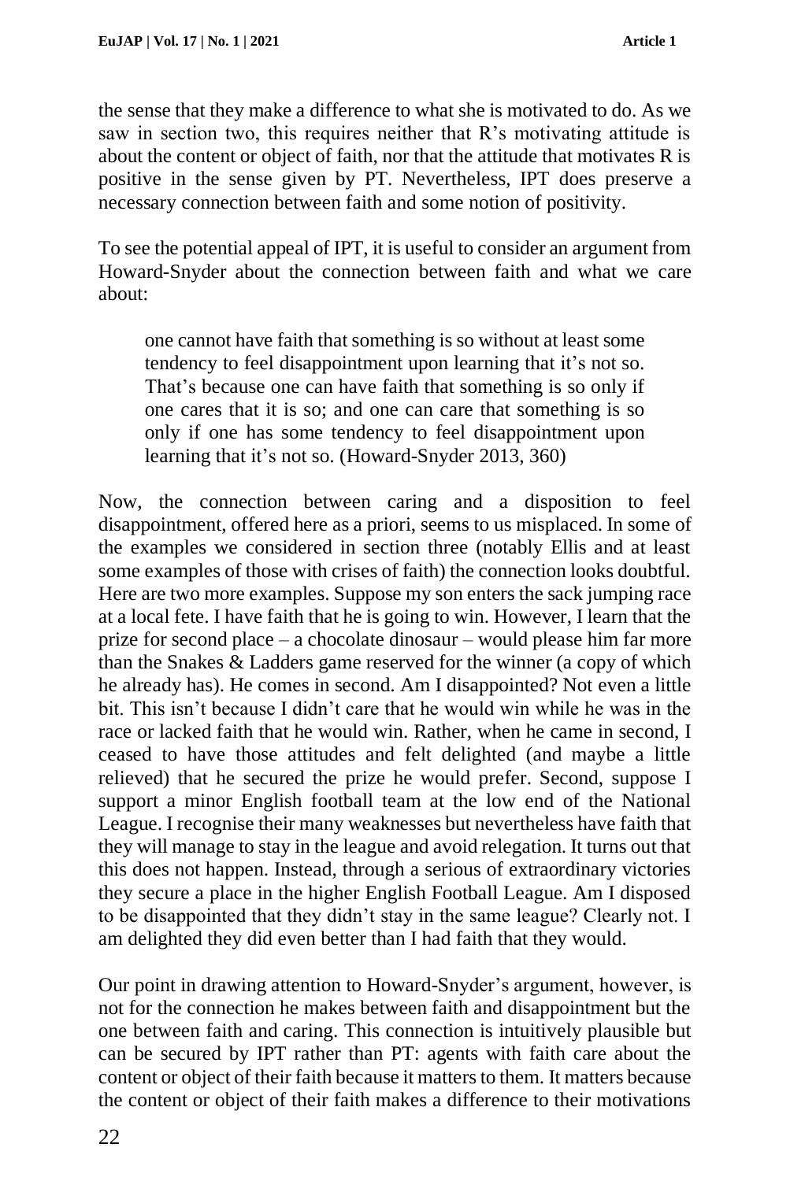the sense that they make a difference to what she is motivated to do. As we saw in section two, this requires neither that R's motivating attitude is about the content or object of faith, nor that the attitude that motivates R is positive in the sense given by PT. Nevertheless, IPT does preserve a necessary connection between faith and some notion of positivity.

To see the potential appeal of IPT, it is useful to consider an argument from Howard-Snyder about the connection between faith and what we care about:

> one cannot have faith that something is so without at least some tendency to feel disappointment upon learning that it's not so. That's because one can have faith that something is so only if one cares that it is so; and one can care that something is so only if one has some tendency to feel disappointment upon learning that it's not so. (Howard-Snyder 2013, 360)

Now, the connection between caring and a disposition to feel disappointment, offered here as a priori, seems to us misplaced. In some of the examples we considered in section three (notably Ellis and at least some examples of those with crises of faith) the connection looks doubtful. Here are two more examples. Suppose my son enters the sack jumping race at a local fete. I have faith that he is going to win. However, I learn that the prize for second place – a chocolate dinosaur – would please him far more than the Snakes & Ladders game reserved for the winner (a copy of which he already has). He comes in second. Am I disappointed? Not even a little bit. This isn't because I didn't care that he would win while he was in the race or lacked faith that he would win. Rather, when he came in second, I ceased to have those attitudes and felt delighted (and maybe a little relieved) that he secured the prize he would prefer. Second, suppose I support a minor English football team at the low end of the National League. I recognise their many weaknesses but nevertheless have faith that they will manage to stay in the league and avoid relegation. It turns out that this does not happen. Instead, through a serious of extraordinary victories they secure a place in the higher English Football League. Am I disposed to be disappointed that they didn't stay in the same league? Clearly not. I am delighted they did even better than I had faith that they would.

Our point in drawing attention to Howard-Snyder's argument, however, is not for the connection he makes between faith and disappointment but the one between faith and caring. This connection is intuitively plausible but can be secured by IPT rather than PT: agents with faith care about the content or object of their faith because it matters to them. It matters because the content or object of their faith makes a difference to their motivations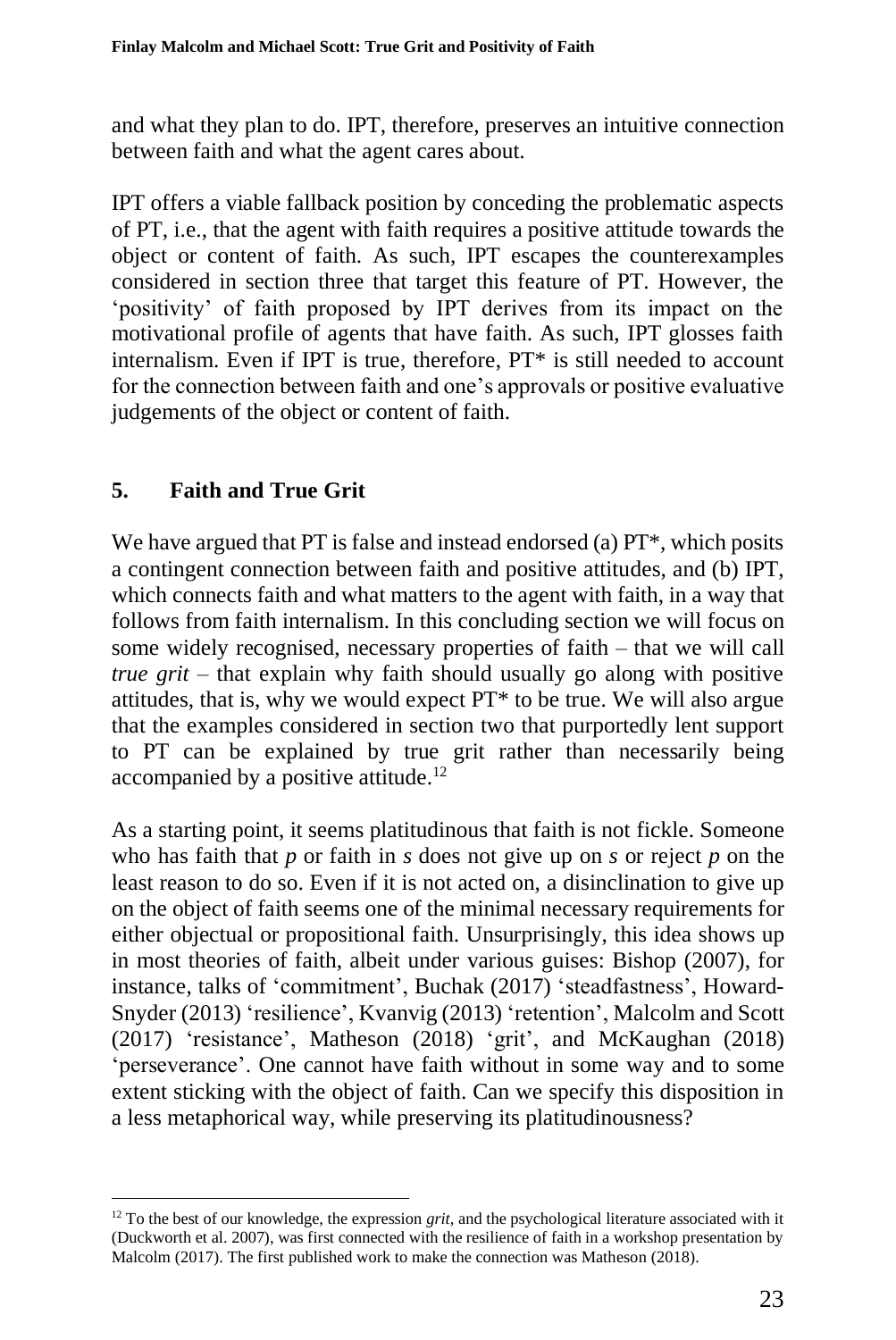and what they plan to do. IPT, therefore, preserves an intuitive connection between faith and what the agent cares about.

IPT offers a viable fallback position by conceding the problematic aspects of PT, i.e., that the agent with faith requires a positive attitude towards the object or content of faith. As such, IPT escapes the counterexamples considered in section three that target this feature of PT. However, the 'positivity' of faith proposed by IPT derives from its impact on the motivational profile of agents that have faith. As such, IPT glosses faith internalism. Even if IPT is true, therefore, PT* is still needed to account for the connection between faith and one's approvals or positive evaluative judgements of the object or content of faith.

## 5. Faith and True Grit

We have argued that PT is false and instead endorsed (a) PT*, which posits a contingent connection between faith and positive attitudes, and (b) IPT, which connects faith and what matters to the agent with faith, in a way that follows from faith internalism. In this concluding section we will focus on some widely recognised, necessary properties of faith – that we will call *true grit* – that explain why faith should usually go along with positive attitudes, that is, why we would expect PT* to be true. We will also argue that the examples considered in section two that purportedly lent support to PT can be explained by true grit rather than necessarily being accompanied by a positive attitude.[12]

As a starting point, it seems platitudinous that faith is not fickle. Someone who has faith that *p* or faith in *s* does not give up on *s* or reject *p* on the least reason to do so. Even if it is not acted on, a disinclination to give up on the object of faith seems one of the minimal necessary requirements for either objectual or propositional faith. Unsurprisingly, this idea shows up in most theories of faith, albeit under various guises: Bishop (2007), for instance, talks of 'commitment', Buchak (2017) 'steadfastness', Howard-Snyder (2013) 'resilience', Kvanvig (2013) 'retention', Malcolm and Scott (2017) 'resistance', Matheson (2018) 'grit', and McKaughan (2018) 'perseverance'. One cannot have faith without in some way and to some extent sticking with the object of faith. Can we specify this disposition in a less metaphorical way, while preserving its platitudinousness?

[12] To the best of our knowledge, the expression *grit*, and the psychological literature associated with it (Duckworth et al. 2007), was first connected with the resilience of faith in a workshop presentation by Malcolm (2017). The first published work to make the connection was Matheson (2018).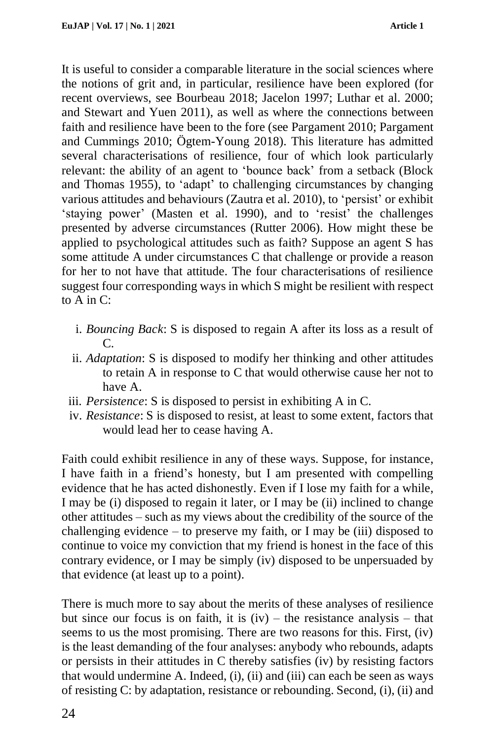It is useful to consider a comparable literature in the social sciences where the notions of grit and, in particular, resilience have been explored (for recent overviews, see Bourbeau 2018; Jacelon 1997; Luthar et al. 2000; and Stewart and Yuen 2011), as well as where the connections between faith and resilience have been to the fore (see Pargament 2010; Pargament and Cummings 2010; Ögtem-Young 2018). This literature has admitted several characterisations of resilience, four of which look particularly relevant: the ability of an agent to 'bounce back' from a setback (Block and Thomas 1955), to 'adapt' to challenging circumstances by changing various attitudes and behaviours (Zautra et al. 2010), to 'persist' or exhibit 'staying power' (Masten et al. 1990), and to 'resist' the challenges presented by adverse circumstances (Rutter 2006). How might these be applied to psychological attitudes such as faith? Suppose an agent S has some attitude A under circumstances C that challenge or provide a reason for her to not have that attitude. The four characterisations of resilience suggest four corresponding ways in which S might be resilient with respect to A in C:

i. *Bouncing Back*: S is disposed to regain A after its loss as a result of C.
ii. *Adaptation*: S is disposed to modify her thinking and other attitudes to retain A in response to C that would otherwise cause her not to have A.
iii. *Persistence*: S is disposed to persist in exhibiting A in C.
iv. *Resistance*: S is disposed to resist, at least to some extent, factors that would lead her to cease having A.

Faith could exhibit resilience in any of these ways. Suppose, for instance, I have faith in a friend's honesty, but I am presented with compelling evidence that he has acted dishonestly. Even if I lose my faith for a while, I may be (i) disposed to regain it later, or I may be (ii) inclined to change other attitudes – such as my views about the credibility of the source of the challenging evidence – to preserve my faith, or I may be (iii) disposed to continue to voice my conviction that my friend is honest in the face of this contrary evidence, or I may be simply (iv) disposed to be unpersuaded by that evidence (at least up to a point).

There is much more to say about the merits of these analyses of resilience but since our focus is on faith, it is (iv) – the resistance analysis – that seems to us the most promising. There are two reasons for this. First, (iv) is the least demanding of the four analyses: anybody who rebounds, adapts or persists in their attitudes in C thereby satisfies (iv) by resisting factors that would undermine A. Indeed, (i), (ii) and (iii) can each be seen as ways of resisting C: by adaptation, resistance or rebounding. Second, (i), (ii) and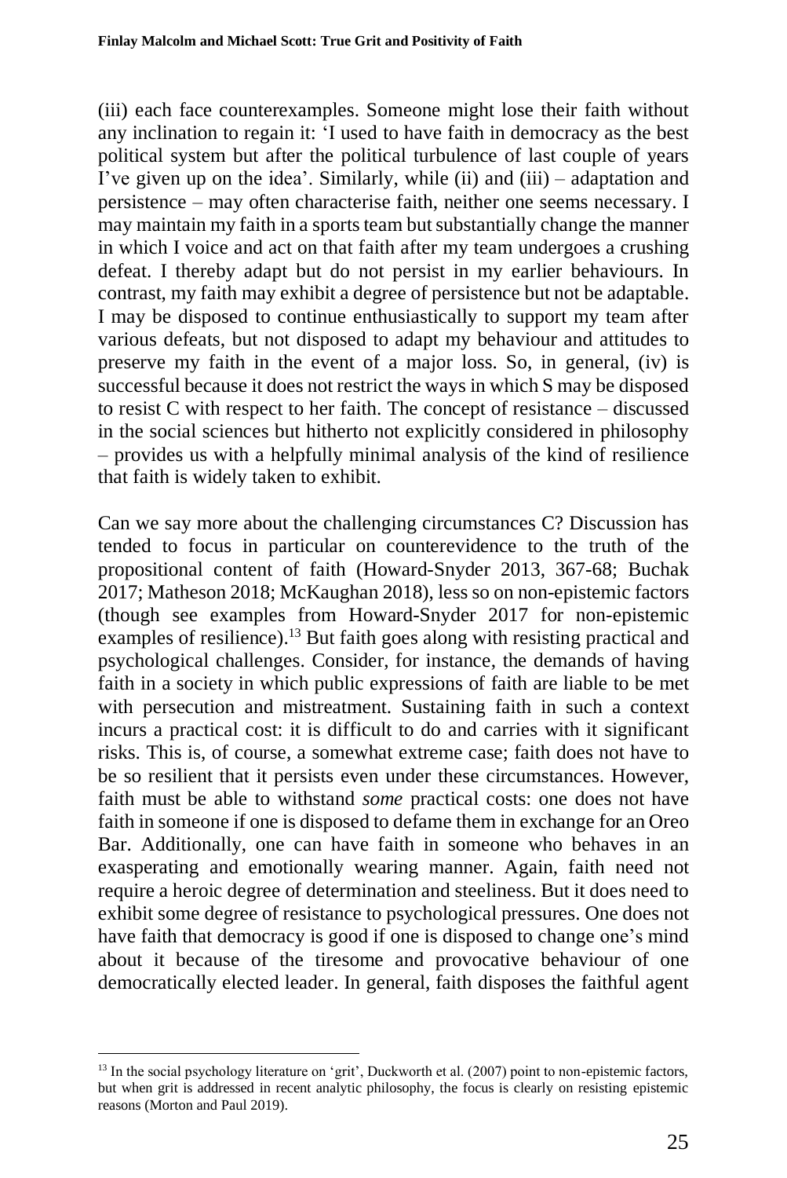(iii) each face counterexamples. Someone might lose their faith without any inclination to regain it: 'I used to have faith in democracy as the best political system but after the political turbulence of last couple of years I've given up on the idea'. Similarly, while (ii) and (iii) – adaptation and persistence – may often characterise faith, neither one seems necessary. I may maintain my faith in a sports team but substantially change the manner in which I voice and act on that faith after my team undergoes a crushing defeat. I thereby adapt but do not persist in my earlier behaviours. In contrast, my faith may exhibit a degree of persistence but not be adaptable. I may be disposed to continue enthusiastically to support my team after various defeats, but not disposed to adapt my behaviour and attitudes to preserve my faith in the event of a major loss. So, in general, (iv) is successful because it does not restrict the ways in which S may be disposed to resist C with respect to her faith. The concept of resistance – discussed in the social sciences but hitherto not explicitly considered in philosophy – provides us with a helpfully minimal analysis of the kind of resilience that faith is widely taken to exhibit.

Can we say more about the challenging circumstances C? Discussion has tended to focus in particular on counterevidence to the truth of the propositional content of faith (Howard-Snyder 2013, 367-68; Buchak 2017; Matheson 2018; McKaughan 2018), less so on non-epistemic factors (though see examples from Howard-Snyder 2017 for non-epistemic examples of resilience).[13] But faith goes along with resisting practical and psychological challenges. Consider, for instance, the demands of having faith in a society in which public expressions of faith are liable to be met with persecution and mistreatment. Sustaining faith in such a context incurs a practical cost: it is difficult to do and carries with it significant risks. This is, of course, a somewhat extreme case; faith does not have to be so resilient that it persists even under these circumstances. However, faith must be able to withstand *some* practical costs: one does not have faith in someone if one is disposed to defame them in exchange for an Oreo Bar. Additionally, one can have faith in someone who behaves in an exasperating and emotionally wearing manner. Again, faith need not require a heroic degree of determination and steeliness. But it does need to exhibit some degree of resistance to psychological pressures. One does not have faith that democracy is good if one is disposed to change one's mind about it because of the tiresome and provocative behaviour of one democratically elected leader. In general, faith disposes the faithful agent

[13] In the social psychology literature on 'grit', Duckworth et al. (2007) point to non-epistemic factors, but when grit is addressed in recent analytic philosophy, the focus is clearly on resisting epistemic reasons (Morton and Paul 2019).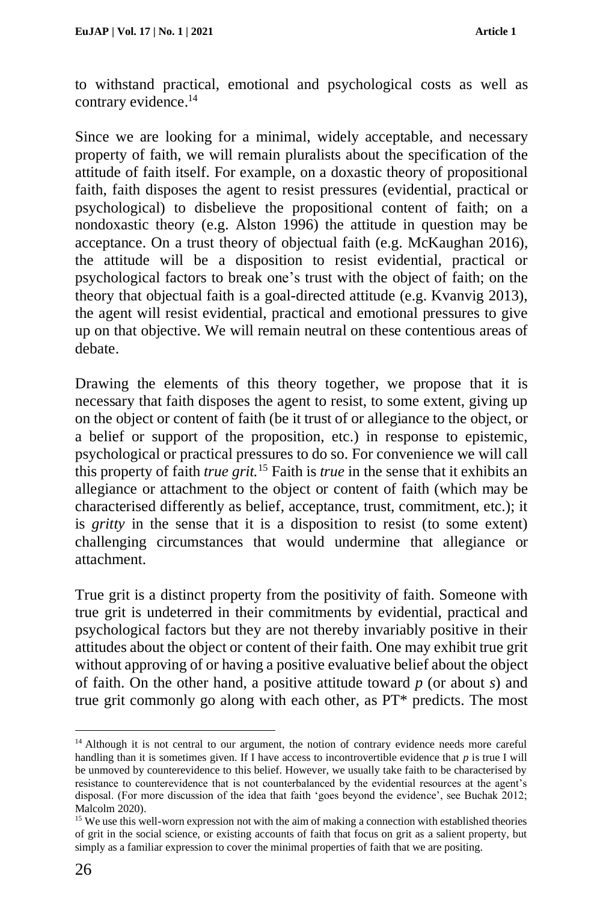to withstand practical, emotional and psychological costs as well as contrary evidence.[14]

Since we are looking for a minimal, widely acceptable, and necessary property of faith, we will remain pluralists about the specification of the attitude of faith itself. For example, on a doxastic theory of propositional faith, faith disposes the agent to resist pressures (evidential, practical or psychological) to disbelieve the propositional content of faith; on a nondoxastic theory (e.g. Alston 1996) the attitude in question may be acceptance. On a trust theory of objectual faith (e.g. McKaughan 2016), the attitude will be a disposition to resist evidential, practical or psychological factors to break one's trust with the object of faith; on the theory that objectual faith is a goal-directed attitude (e.g. Kvanvig 2013), the agent will resist evidential, practical and emotional pressures to give up on that objective. We will remain neutral on these contentious areas of debate.

Drawing the elements of this theory together, we propose that it is necessary that faith disposes the agent to resist, to some extent, giving up on the object or content of faith (be it trust of or allegiance to the object, or a belief or support of the proposition, etc.) in response to epistemic, psychological or practical pressures to do so. For convenience we will call this property of faith *true grit.*[15] Faith is *true* in the sense that it exhibits an allegiance or attachment to the object or content of faith (which may be characterised differently as belief, acceptance, trust, commitment, etc.); it is *gritty* in the sense that it is a disposition to resist (to some extent) challenging circumstances that would undermine that allegiance or attachment.

True grit is a distinct property from the positivity of faith. Someone with true grit is undeterred in their commitments by evidential, practical and psychological factors but they are not thereby invariably positive in their attitudes about the object or content of their faith. One may exhibit true grit without approving of or having a positive evaluative belief about the object of faith. On the other hand, a positive attitude toward *p* (or about *s*) and true grit commonly go along with each other, as PT* predicts. The most

[14] Although it is not central to our argument, the notion of contrary evidence needs more careful handling than it is sometimes given. If I have access to incontrovertible evidence that *p* is true I will be unmoved by counterevidence to this belief. However, we usually take faith to be characterised by resistance to counterevidence that is not counterbalanced by the evidential resources at the agent's disposal. (For more discussion of the idea that faith 'goes beyond the evidence', see Buchak 2012; Malcolm 2020).

[15] We use this well-worn expression not with the aim of making a connection with established theories of grit in the social science, or existing accounts of faith that focus on grit as a salient property, but simply as a familiar expression to cover the minimal properties of faith that we are positing.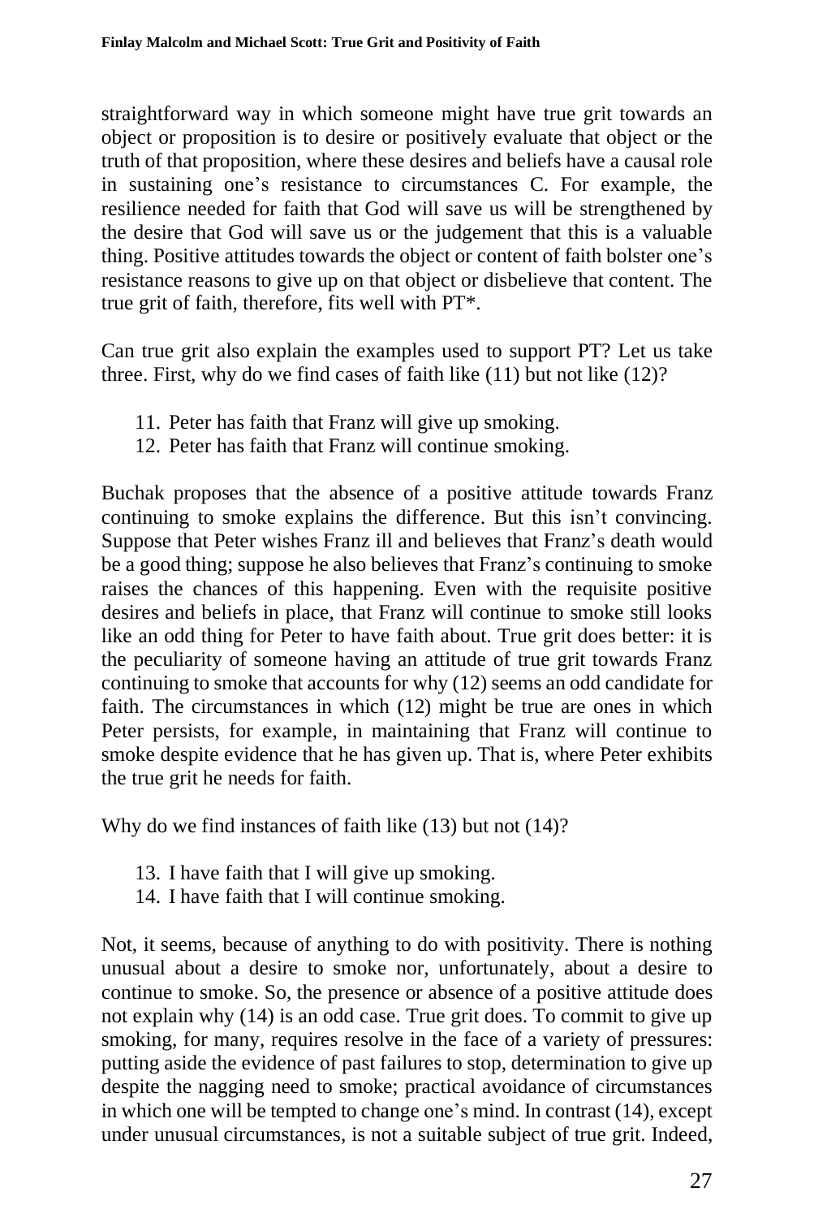straightforward way in which someone might have true grit towards an object or proposition is to desire or positively evaluate that object or the truth of that proposition, where these desires and beliefs have a causal role in sustaining one's resistance to circumstances C. For example, the resilience needed for faith that God will save us will be strengthened by the desire that God will save us or the judgement that this is a valuable thing. Positive attitudes towards the object or content of faith bolster one's resistance reasons to give up on that object or disbelieve that content. The true grit of faith, therefore, fits well with PT*.

Can true grit also explain the examples used to support PT? Let us take three. First, why do we find cases of faith like (11) but not like (12)?

11. Peter has faith that Franz will give up smoking.
12. Peter has faith that Franz will continue smoking.

Buchak proposes that the absence of a positive attitude towards Franz continuing to smoke explains the difference. But this isn't convincing. Suppose that Peter wishes Franz ill and believes that Franz's death would be a good thing; suppose he also believes that Franz's continuing to smoke raises the chances of this happening. Even with the requisite positive desires and beliefs in place, that Franz will continue to smoke still looks like an odd thing for Peter to have faith about. True grit does better: it is the peculiarity of someone having an attitude of true grit towards Franz continuing to smoke that accounts for why (12) seems an odd candidate for faith. The circumstances in which (12) might be true are ones in which Peter persists, for example, in maintaining that Franz will continue to smoke despite evidence that he has given up. That is, where Peter exhibits the true grit he needs for faith.

Why do we find instances of faith like (13) but not (14)?

13. I have faith that I will give up smoking.
14. I have faith that I will continue smoking.

Not, it seems, because of anything to do with positivity. There is nothing unusual about a desire to smoke nor, unfortunately, about a desire to continue to smoke. So, the presence or absence of a positive attitude does not explain why (14) is an odd case. True grit does. To commit to give up smoking, for many, requires resolve in the face of a variety of pressures: putting aside the evidence of past failures to stop, determination to give up despite the nagging need to smoke; practical avoidance of circumstances in which one will be tempted to change one's mind. In contrast (14), except under unusual circumstances, is not a suitable subject of true grit. Indeed,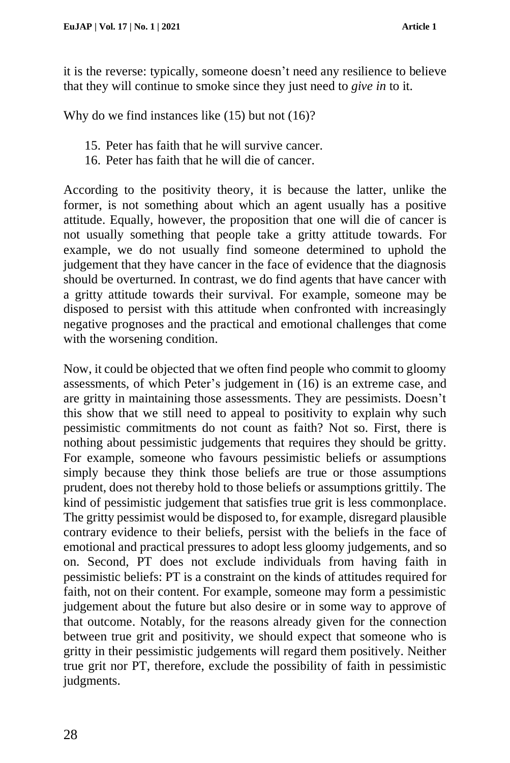it is the reverse: typically, someone doesn't need any resilience to believe that they will continue to smoke since they just need to *give in* to it.

Why do we find instances like (15) but not (16)?

15. Peter has faith that he will survive cancer.
16. Peter has faith that he will die of cancer.

According to the positivity theory, it is because the latter, unlike the former, is not something about which an agent usually has a positive attitude. Equally, however, the proposition that one will die of cancer is not usually something that people take a gritty attitude towards. For example, we do not usually find someone determined to uphold the judgement that they have cancer in the face of evidence that the diagnosis should be overturned. In contrast, we do find agents that have cancer with a gritty attitude towards their survival. For example, someone may be disposed to persist with this attitude when confronted with increasingly negative prognoses and the practical and emotional challenges that come with the worsening condition.

Now, it could be objected that we often find people who commit to gloomy assessments, of which Peter's judgement in (16) is an extreme case, and are gritty in maintaining those assessments. They are pessimists. Doesn't this show that we still need to appeal to positivity to explain why such pessimistic commitments do not count as faith? Not so. First, there is nothing about pessimistic judgements that requires they should be gritty. For example, someone who favours pessimistic beliefs or assumptions simply because they think those beliefs are true or those assumptions prudent, does not thereby hold to those beliefs or assumptions grittily. The kind of pessimistic judgement that satisfies true grit is less commonplace. The gritty pessimist would be disposed to, for example, disregard plausible contrary evidence to their beliefs, persist with the beliefs in the face of emotional and practical pressures to adopt less gloomy judgements, and so on. Second, PT does not exclude individuals from having faith in pessimistic beliefs: PT is a constraint on the kinds of attitudes required for faith, not on their content. For example, someone may form a pessimistic judgement about the future but also desire or in some way to approve of that outcome. Notably, for the reasons already given for the connection between true grit and positivity, we should expect that someone who is gritty in their pessimistic judgements will regard them positively. Neither true grit nor PT, therefore, exclude the possibility of faith in pessimistic judgments.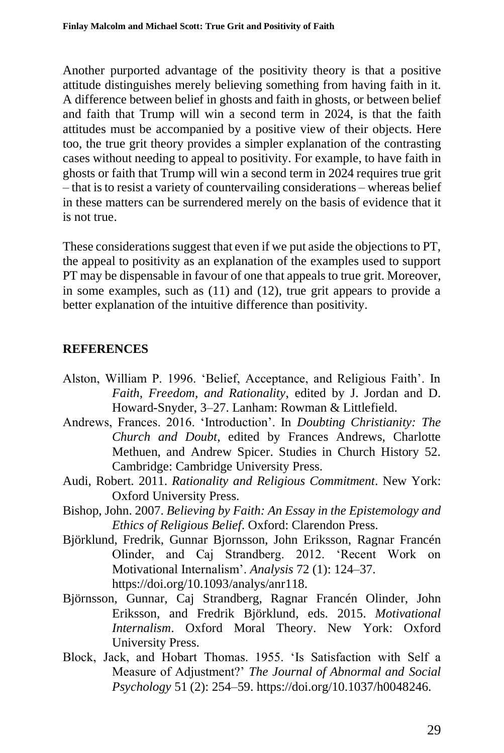Another purported advantage of the positivity theory is that a positive attitude distinguishes merely believing something from having faith in it. A difference between belief in ghosts and faith in ghosts, or between belief and faith that Trump will win a second term in 2024, is that the faith attitudes must be accompanied by a positive view of their objects. Here too, the true grit theory provides a simpler explanation of the contrasting cases without needing to appeal to positivity. For example, to have faith in ghosts or faith that Trump will win a second term in 2024 requires true grit – that is to resist a variety of countervailing considerations – whereas belief in these matters can be surrendered merely on the basis of evidence that it is not true.

These considerations suggest that even if we put aside the objections to PT, the appeal to positivity as an explanation of the examples used to support PT may be dispensable in favour of one that appeals to true grit. Moreover, in some examples, such as (11) and (12), true grit appears to provide a better explanation of the intuitive difference than positivity.

## REFERENCES

Alston, William P. 1996. 'Belief, Acceptance, and Religious Faith'. In *Faith, Freedom, and Rationality*, edited by J. Jordan and D. Howard-Snyder, 3–27. Lanham: Rowman & Littlefield.

Andrews, Frances. 2016. 'Introduction'. In *Doubting Christianity: The Church and Doubt*, edited by Frances Andrews, Charlotte Methuen, and Andrew Spicer. Studies in Church History 52. Cambridge: Cambridge University Press.

Audi, Robert. 2011. *Rationality and Religious Commitment*. New York: Oxford University Press.

Bishop, John. 2007. *Believing by Faith: An Essay in the Epistemology and Ethics of Religious Belief*. Oxford: Clarendon Press.

Björklund, Fredrik, Gunnar Bjornsson, John Eriksson, Ragnar Francén Olinder, and Caj Strandberg. 2012. 'Recent Work on Motivational Internalism'. *Analysis* 72 (1): 124–37. https://doi.org/10.1093/analys/anr118.

Björnsson, Gunnar, Caj Strandberg, Ragnar Francén Olinder, John Eriksson, and Fredrik Björklund, eds. 2015. *Motivational Internalism*. Oxford Moral Theory. New York: Oxford University Press.

Block, Jack, and Hobart Thomas. 1955. 'Is Satisfaction with Self a Measure of Adjustment?' *The Journal of Abnormal and Social Psychology* 51 (2): 254–59. https://doi.org/10.1037/h0048246.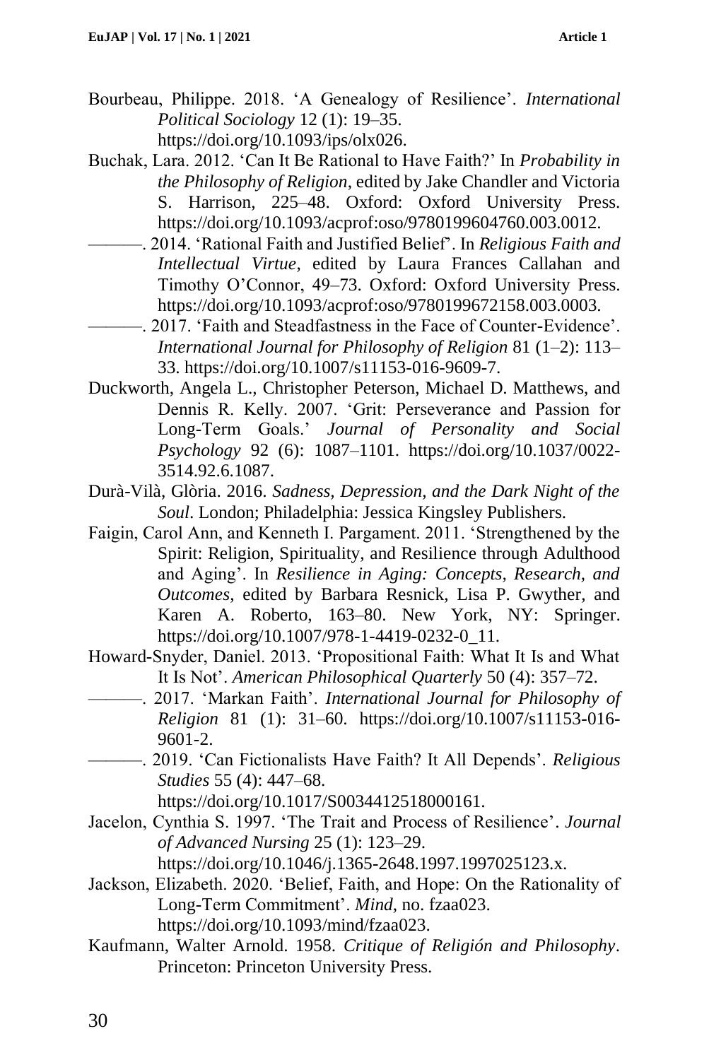Bourbeau, Philippe. 2018. 'A Genealogy of Resilience'. *International Political Sociology* 12 (1): 19–35. https://doi.org/10.1093/ips/olx026.

Buchak, Lara. 2012. 'Can It Be Rational to Have Faith?' In *Probability in the Philosophy of Religion*, edited by Jake Chandler and Victoria S. Harrison, 225–48. Oxford: Oxford University Press. https://doi.org/10.1093/acprof:oso/9780199604760.003.0012.

———. 2014. 'Rational Faith and Justified Belief'. In *Religious Faith and Intellectual Virtue*, edited by Laura Frances Callahan and Timothy O'Connor, 49–73. Oxford: Oxford University Press. https://doi.org/10.1093/acprof:oso/9780199672158.003.0003.

———. 2017. 'Faith and Steadfastness in the Face of Counter-Evidence'. *International Journal for Philosophy of Religion* 81 (1–2): 113–33. https://doi.org/10.1007/s11153-016-9609-7.

Duckworth, Angela L., Christopher Peterson, Michael D. Matthews, and Dennis R. Kelly. 2007. 'Grit: Perseverance and Passion for Long-Term Goals.' *Journal of Personality and Social Psychology* 92 (6): 1087–1101. https://doi.org/10.1037/0022-3514.92.6.1087.

Durà-Vilà, Glòria. 2016. *Sadness, Depression, and the Dark Night of the Soul*. London; Philadelphia: Jessica Kingsley Publishers.

Faigin, Carol Ann, and Kenneth I. Pargament. 2011. 'Strengthened by the Spirit: Religion, Spirituality, and Resilience through Adulthood and Aging'. In *Resilience in Aging: Concepts, Research, and Outcomes*, edited by Barbara Resnick, Lisa P. Gwyther, and Karen A. Roberto, 163–80. New York, NY: Springer. https://doi.org/10.1007/978-1-4419-0232-0_11.

Howard-Snyder, Daniel. 2013. 'Propositional Faith: What It Is and What It Is Not'. *American Philosophical Quarterly* 50 (4): 357–72.

———. 2017. 'Markan Faith'. *International Journal for Philosophy of Religion* 81 (1): 31–60. https://doi.org/10.1007/s11153-016-9601-2.

———. 2019. 'Can Fictionalists Have Faith? It All Depends'. *Religious Studies* 55 (4): 447–68. https://doi.org/10.1017/S0034412518000161.

Jacelon, Cynthia S. 1997. 'The Trait and Process of Resilience'. *Journal of Advanced Nursing* 25 (1): 123–29. https://doi.org/10.1046/j.1365-2648.1997.1997025123.x.

Jackson, Elizabeth. 2020. 'Belief, Faith, and Hope: On the Rationality of Long-Term Commitment'. *Mind*, no. fzaa023. https://doi.org/10.1093/mind/fzaa023.

Kaufmann, Walter Arnold. 1958. *Critique of Religión and Philosophy*. Princeton: Princeton University Press.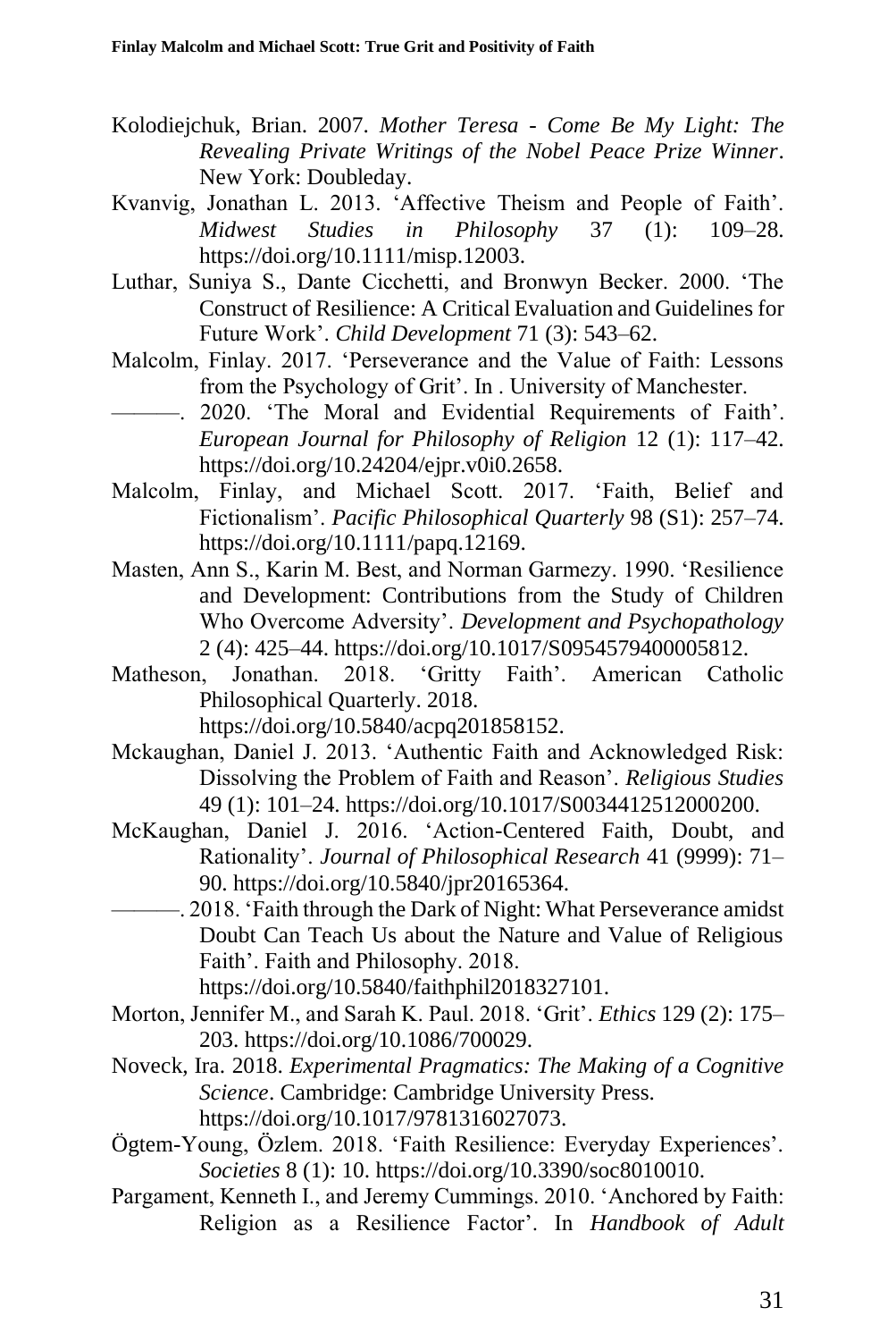Kolodiejchuk, Brian. 2007. *Mother Teresa - Come Be My Light: The Revealing Private Writings of the Nobel Peace Prize Winner*. New York: Doubleday.

Kvanvig, Jonathan L. 2013. 'Affective Theism and People of Faith'. *Midwest Studies in Philosophy* 37 (1): 109–28. https://doi.org/10.1111/misp.12003.

Luthar, Suniya S., Dante Cicchetti, and Bronwyn Becker. 2000. 'The Construct of Resilience: A Critical Evaluation and Guidelines for Future Work'. *Child Development* 71 (3): 543–62.

Malcolm, Finlay. 2017. 'Perseverance and the Value of Faith: Lessons from the Psychology of Grit'. In . University of Manchester.

———. 2020. 'The Moral and Evidential Requirements of Faith'. *European Journal for Philosophy of Religion* 12 (1): 117–42. https://doi.org/10.24204/ejpr.v0i0.2658.

Malcolm, Finlay, and Michael Scott. 2017. 'Faith, Belief and Fictionalism'. *Pacific Philosophical Quarterly* 98 (S1): 257–74. https://doi.org/10.1111/papq.12169.

Masten, Ann S., Karin M. Best, and Norman Garmezy. 1990. 'Resilience and Development: Contributions from the Study of Children Who Overcome Adversity'. *Development and Psychopathology* 2 (4): 425–44. https://doi.org/10.1017/S0954579400005812.

Matheson, Jonathan. 2018. 'Gritty Faith'. American Catholic Philosophical Quarterly. 2018. https://doi.org/10.5840/acpq201858152.

Mckaughan, Daniel J. 2013. 'Authentic Faith and Acknowledged Risk: Dissolving the Problem of Faith and Reason'. *Religious Studies* 49 (1): 101–24. https://doi.org/10.1017/S0034412512000200.

McKaughan, Daniel J. 2016. 'Action-Centered Faith, Doubt, and Rationality'. *Journal of Philosophical Research* 41 (9999): 71–90. https://doi.org/10.5840/jpr20165364.

———. 2018. 'Faith through the Dark of Night: What Perseverance amidst Doubt Can Teach Us about the Nature and Value of Religious Faith'. Faith and Philosophy. 2018. https://doi.org/10.5840/faithphil2018327101.

Morton, Jennifer M., and Sarah K. Paul. 2018. 'Grit'. *Ethics* 129 (2): 175–203. https://doi.org/10.1086/700029.

Noveck, Ira. 2018. *Experimental Pragmatics: The Making of a Cognitive Science*. Cambridge: Cambridge University Press. https://doi.org/10.1017/9781316027073.

Ögtem-Young, Özlem. 2018. 'Faith Resilience: Everyday Experiences'. *Societies* 8 (1): 10. https://doi.org/10.3390/soc8010010.

Pargament, Kenneth I., and Jeremy Cummings. 2010. 'Anchored by Faith: Religion as a Resilience Factor'. In *Handbook of Adult*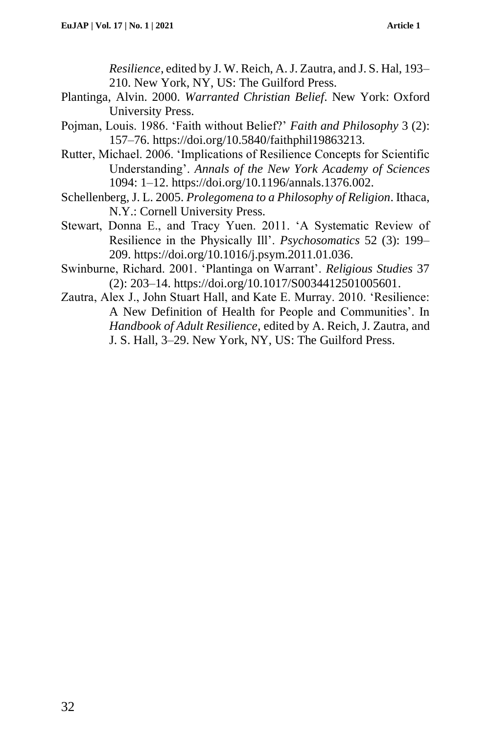*Resilience*, edited by J. W. Reich, A. J. Zautra, and J. S. Hal, 193–210. New York, NY, US: The Guilford Press.

Plantinga, Alvin. 2000. *Warranted Christian Belief*. New York: Oxford University Press.

Pojman, Louis. 1986. 'Faith without Belief?' *Faith and Philosophy* 3 (2): 157–76. https://doi.org/10.5840/faithphil19863213.

Rutter, Michael. 2006. 'Implications of Resilience Concepts for Scientific Understanding'. *Annals of the New York Academy of Sciences* 1094: 1–12. https://doi.org/10.1196/annals.1376.002.

Schellenberg, J. L. 2005. *Prolegomena to a Philosophy of Religion*. Ithaca, N.Y.: Cornell University Press.

Stewart, Donna E., and Tracy Yuen. 2011. 'A Systematic Review of Resilience in the Physically Ill'. *Psychosomatics* 52 (3): 199–209. https://doi.org/10.1016/j.psym.2011.01.036.

Swinburne, Richard. 2001. 'Plantinga on Warrant'. *Religious Studies* 37 (2): 203–14. https://doi.org/10.1017/S0034412501005601.

Zautra, Alex J., John Stuart Hall, and Kate E. Murray. 2010. 'Resilience: A New Definition of Health for People and Communities'. In *Handbook of Adult Resilience*, edited by A. Reich, J. Zautra, and J. S. Hall, 3–29. New York, NY, US: The Guilford Press.